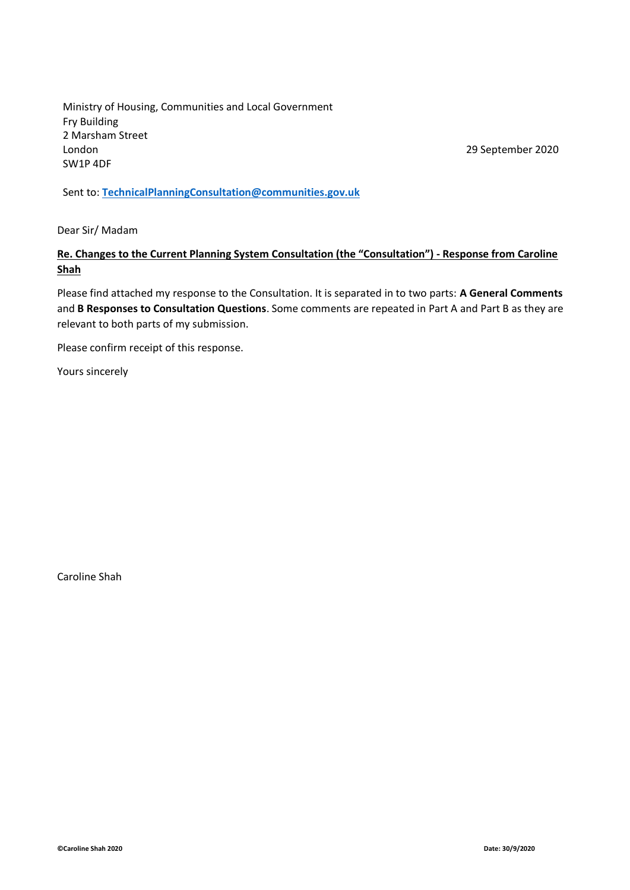Ministry of Housing, Communities and Local Government
Fry Building
2 Marsham Street
London
SW1P 4DF

29 September 2020

Sent to: **TechnicalPlanningConsultation@communities.gov.uk**

Dear Sir/ Madam

**Re. Changes to the Current Planning System Consultation (the "Consultation") - Response from Caroline Shah**

Please find attached my response to the Consultation. It is separated in to two parts: **A General Comments** and **B Responses to Consultation Questions**. Some comments are repeated in Part A and Part B as they are relevant to both parts of my submission.

Please confirm receipt of this response.

Yours sincerely

Caroline Shah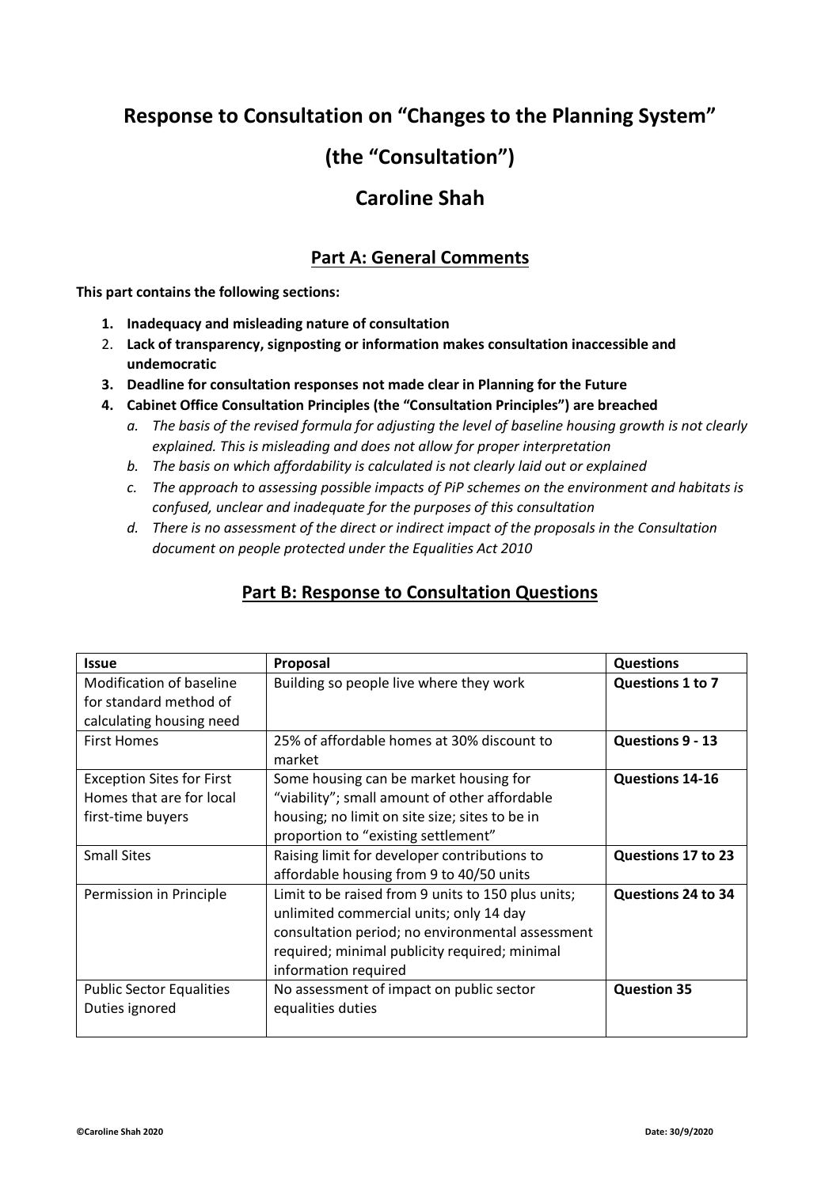# Response to Consultation on "Changes to the Planning System"

# (the "Consultation")

## Caroline Shah

### Part A: General Comments

**This part contains the following sections:**

1. **Inadequacy and misleading nature of consultation**
2. **Lack of transparency, signposting or information makes consultation inaccessible and undemocratic**
3. **Deadline for consultation responses not made clear in Planning for the Future**
4. **Cabinet Office Consultation Principles (the "Consultation Principles") are breached**
   a. *The basis of the revised formula for adjusting the level of baseline housing growth is not clearly explained. This is misleading and does not allow for proper interpretation*
   b. *The basis on which affordability is calculated is not clearly laid out or explained*
   c. *The approach to assessing possible impacts of PiP schemes on the environment and habitats is confused, unclear and inadequate for the purposes of this consultation*
   d. *There is no assessment of the direct or indirect impact of the proposals in the Consultation document on people protected under the Equalities Act 2010*

### Part B: Response to Consultation Questions

| Issue | Proposal | Questions |
|---|---|---|
| Modification of baseline for standard method of calculating housing need | Building so people live where they work | **Questions 1 to 7** |
| First Homes | 25% of affordable homes at 30% discount to market | **Questions 9 - 13** |
| Exception Sites for First Homes that are for local first-time buyers | Some housing can be market housing for "viability"; small amount of other affordable housing; no limit on site size; sites to be in proportion to "existing settlement" | **Questions 14-16** |
| Small Sites | Raising limit for developer contributions to affordable housing from 9 to 40/50 units | **Questions 17 to 23** |
| Permission in Principle | Limit to be raised from 9 units to 150 plus units; unlimited commercial units; only 14 day consultation period; no environmental assessment required; minimal publicity required; minimal information required | **Questions 24 to 34** |
| Public Sector Equalities Duties ignored | No assessment of impact on public sector equalities duties | **Question 35** |

**©Caroline Shah 2020** **Date: 30/9/2020**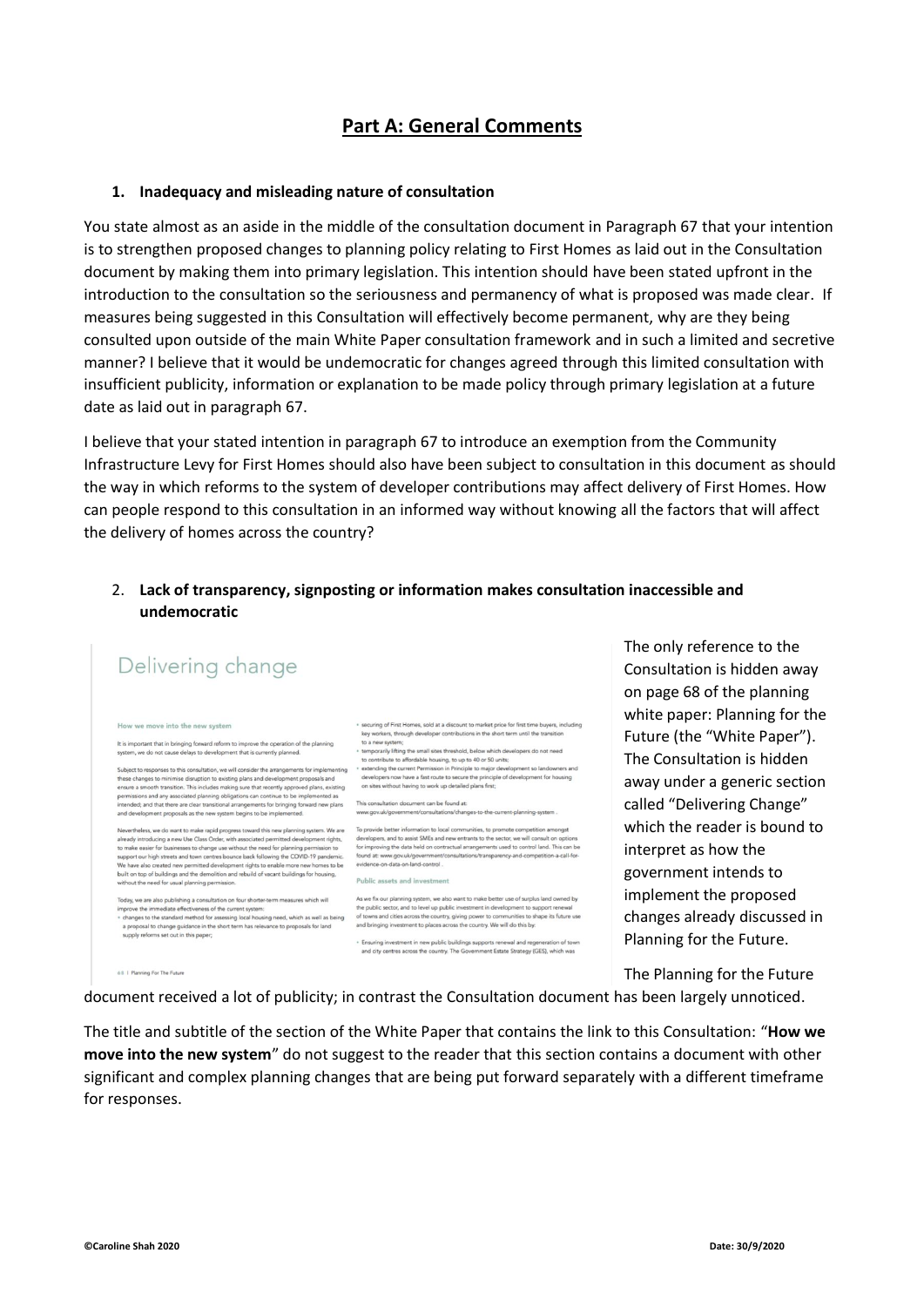# Part A: General Comments

## 1. Inadequacy and misleading nature of consultation

You state almost as an aside in the middle of the consultation document in Paragraph 67 that your intention is to strengthen proposed changes to planning policy relating to First Homes as laid out in the Consultation document by making them into primary legislation. This intention should have been stated upfront in the introduction to the consultation so the seriousness and permanency of what is proposed was made clear. If measures being suggested in this Consultation will effectively become permanent, why are they being consulted upon outside of the main White Paper consultation framework and in such a limited and secretive manner? I believe that it would be undemocratic for changes agreed through this limited consultation with insufficient publicity, information or explanation to be made policy through primary legislation at a future date as laid out in paragraph 67.

I believe that your stated intention in paragraph 67 to introduce an exemption from the Community Infrastructure Levy for First Homes should also have been subject to consultation in this document as should the way in which reforms to the system of developer contributions may affect delivery of First Homes. How can people respond to this consultation in an informed way without knowing all the factors that will affect the delivery of homes across the country?

## 2. Lack of transparency, signposting or information makes consultation inaccessible and undemocratic

The only reference to the Consultation is hidden away on page 68 of the planning white paper: Planning for the Future (the "White Paper"). The Consultation is hidden away under a generic section called "Delivering Change" which the reader is bound to interpret as how the government intends to implement the proposed changes already discussed in Planning for the Future.

The Planning for the Future document received a lot of publicity; in contrast the Consultation document has been largely unnoticed.

The title and subtitle of the section of the White Paper that contains the link to this Consultation: "**How we move into the new system**" do not suggest to the reader that this section contains a document with other significant and complex planning changes that are being put forward separately with a different timeframe for responses.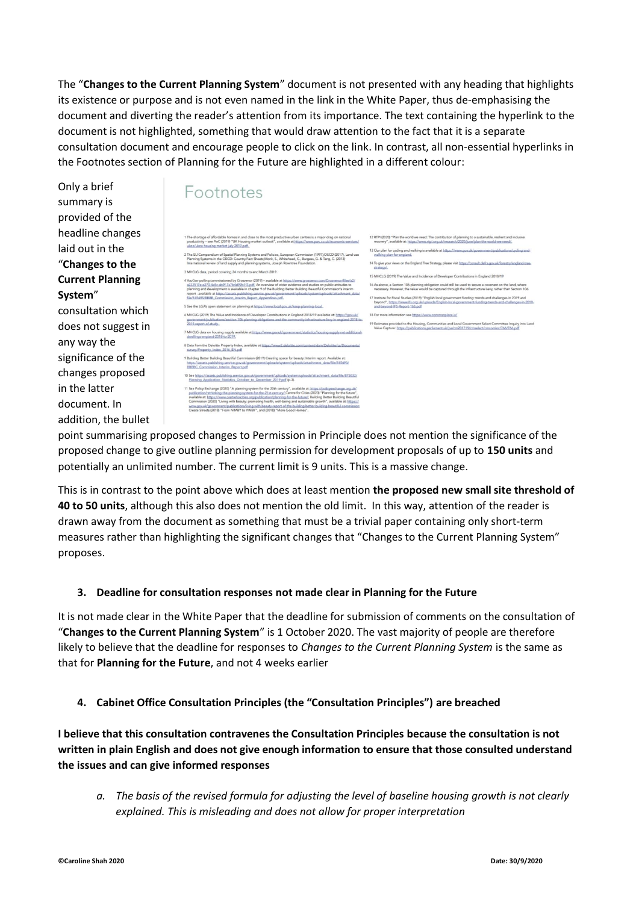The "**Changes to the Current Planning System**" document is not presented with any heading that highlights its existence or purpose and is not even named in the link in the White Paper, thus de-emphasising the document and diverting the reader's attention from its importance. The text containing the hyperlink to the document is not highlighted, something that would draw attention to the fact that it is a separate consultation document and encourage people to click on the link. In contrast, all non-essential hyperlinks in the Footnotes section of Planning for the Future are highlighted in a different colour:

> **Footnotes**
>
> 1 The shortage of affordable homes in and close to the most productive urban centres is a major drag on national productivity – see PwC (2019) "UK Housing market outlook", available at https://www.pwc.co.uk/economic-services/ukeo/ukeo-housing-market-july-2019.pdf.
>
> 2 The EU Compendium of Spatial Planning Systems and Policies, European Commission (1997);OECD (2017), Land-use Planning Systems in the OECD: Country Fact Sheets;Monk, S., Whitehead, C., Burgess, G. & Tang, C. (2013) International review of land supply and planning systems, Joseph Rowntree Foundation.
>
> 3 MHCLG data, period covering 24 months to end March 2019.
>
> 4 YouGov polling commissioned by Grosvenor (2019) – available at https://www.grosvenor.com/Grosvenor/files/a7/a72217e-e273-4a5c-ab9f-7a7b4d99b1f3.pdf. An overview of wider evidence and studies on public attitudes to planning and development is available in chapter 9 of the Building Better Building Beautiful Commission's interim report – available at https://assets.publishing.service.gov.uk/government/uploads/system/uploads/attachment_data/file/815495/BBBB_Commission_Interim_Report_Appendices.pdf.
>
> 5 See the LGA's open statement on planning at https://www.local.gov.uk/keep-planning-local.
>
> 6 MHCLG (2019) The Value and Incidence of Developer Contributions in England 2018/19 available at: https://gov.uk/government/publications/section-106-planning-obligations-and-the-community-infrastructure-levy-in-england-2018-to-2019-report-of-study.
>
> 7 MHCLG data on housing supply available at https://www.gov.uk/government/statistics/housing-supply-net-additional-dwellings-england-2018-to-2019.
>
> 8 Data from the Deloitte Property Index, available at https://www2.deloitte.com/content/dam/Deloitte/uk/Documents/survey/Property_Index_2016_EN.pdf
>
> 9 Building Better Building Beautiful Commission (2019) Creating space for beauty: Interim report. Available at: https://assets.publishing.service.gov.uk/government/uploads/system/uploads/attachment_data/file/815493/BBBBC_Commission_Interim_Report.pdf
>
> 10 See https://assets.publishing.service.gov.uk/government/uploads/system/uploads/attachment_data/file/875030/Planning_Application_Statistics_October_to_December_2019.pdf (p.3).
>
> 11 See Policy Exchange (2020) "A planning system for the 20th century", available at: https://policyexchange.org.uk/publication/rethinking-the-planning-system-for-the-21st-century/ Centre for Cities (2020) "Planning for the future", available at: https://www.centreforcities.org/publication/planning-for-the-future/; Building Better Building Beautiful Commission (2020) "Living with beauty: promoting health, well-being and sustainable growth", available at: https://www.gov.uk/government/publications/living-with-beauty-report-of-the-building-better-building-beautiful-commission; Create Streets (2018) "From NIMBY to YIMBY", and (2018) "More Good Homes".
>
> 12 RTPI (2020) "Plan the world we need: The contribution of planning to a sustainable, resilient and inclusive recovery", available at https://www.rtpi.org.uk/research/2020/june/plan-the-world-we-need/.
>
> 13 Our plan for cycling and walking is available at https://www.gov.uk/government/publications/cycling-and-walking-plan-for-england.
>
> 14 To give your views on the England Tree Strategy, please visit https://consult.defra.gov.uk/forestry/england-tree-strategy/.
>
> 15 MHCLG (2019) The Value and Incidence of Developer Contributions in England 2018/19
>
> 16 As above, a Section 106 planning obligation could still be used to secure a covenant on the land, where necessary. However, the value would be captured through the Infrastructure Levy, rather than Section 106.
>
> 17 Institute for Fiscal Studies (2019) "English local government funding: trends and challenges in 2019 and beyond", https://www.ifs.org.uk/uploads/English-local-government-funding-trends-and-challenges-in-2019-and-beyond-IFS-Report-166.pdf
>
> 18 For more information see https://www.commonplace.is/
>
> 19 Estimates provided to the Housing, Communities and Local Government Select Committee Inquiry into Land Value Capture: https://publications.parliament.uk/pa/cm201719/cmselect/cmcomloc/766/766.pdf

Only a brief summary is provided of the headline changes laid out in the "**Changes to the Current Planning System**" consultation which does not suggest in any way the significance of the changes proposed in the latter document. In addition, the bullet point summarising proposed changes to Permission in Principle does not mention the significance of the proposed change to give outline planning permission for development proposals of up to **150 units** and potentially an unlimited number. The current limit is 9 units. This is a massive change.

This is in contrast to the point above which does at least mention **the proposed new small site threshold of 40 to 50 units**, although this also does not mention the old limit. In this way, attention of the reader is drawn away from the document as something that must be a trivial paper containing only short-term measures rather than highlighting the significant changes that "Changes to the Current Planning System" proposes.

### 3. Deadline for consultation responses not made clear in Planning for the Future

It is not made clear in the White Paper that the deadline for submission of comments on the consultation of "**Changes to the Current Planning System**" is 1 October 2020. The vast majority of people are therefore likely to believe that the deadline for responses to *Changes to the Current Planning System* is the same as that for **Planning for the Future**, and not 4 weeks earlier

### 4. Cabinet Office Consultation Principles (the "Consultation Principles") are breached

**I believe that this consultation contravenes the Consultation Principles because the consultation is not written in plain English and does not give enough information to ensure that those consulted understand the issues and can give informed responses**

*a. The basis of the revised formula for adjusting the level of baseline housing growth is not clearly explained. This is misleading and does not allow for proper interpretation*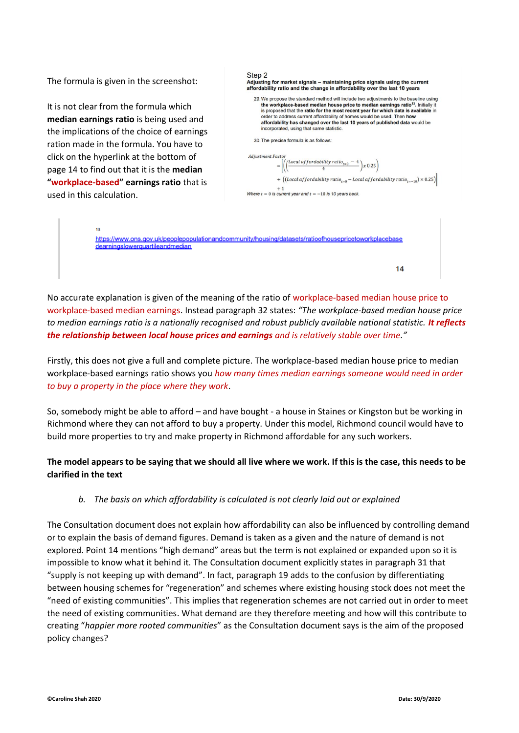The formula is given in the screenshot:

It is not clear from the formula which **median earnings ratio** is being used and the implications of the choice of earnings ration made in the formula. You have to click on the hyperlink at the bottom of page 14 to find out that it is the **median "workplace-based" earnings ratio** that is used in this calculation.

Step 2
**Adjusting for market signals – maintaining price signals using the current affordability ratio and the change in affordability over the last 10 years**

29. We propose the standard method will include two adjustments to the baseline using **the workplace-based median house price to median earnings ratio**[13]. Initially it is proposed that the **ratio for the most recent year for which data is available** in order to address current affordability of homes would be used. Then **how affordability has changed over the last 10 years of published data** would be incorporated, using that same statistic.

30. The precise formula is as follows:

$$\text{Adjustment Factor} = \left[ \left( \left( \frac{\text{Local affordability ratio}_{t=0} - 4}{4} \right) x\, 0.25 \right) + \left( \left( \text{Local affordability ratio}_{t=0} - \text{Local affordability ratio}_{t=-10} \right) \times 0.25 \right) \right] + 1$$

Where $t = 0$ is current year and $t = -10$ is 10 years back.

13
https://www.ons.gov.uk/peoplepopulationandcommunity/housing/datasets/ratioofhousepricetoworkplacebasedearningslowerquartileandmedian

14

No accurate explanation is given of the meaning of the ratio of workplace-based median house price to workplace-based median earnings. Instead paragraph 32 states: *"The workplace-based median house price to median earnings ratio is a nationally recognised and robust publicly available national statistic. **It reflects the relationship between local house prices and earnings** and is relatively stable over time."*

Firstly, this does not give a full and complete picture. The workplace-based median house price to median workplace-based earnings ratio shows you *how many times median earnings someone would need in order to buy a property in the place where they work*.

So, somebody might be able to afford – and have bought - a house in Staines or Kingston but be working in Richmond where they can not afford to buy a property. Under this model, Richmond council would have to build more properties to try and make property in Richmond affordable for any such workers.

**The model appears to be saying that we should all live where we work. If this is the case, this needs to be clarified in the text**

b. *The basis on which affordability is calculated is not clearly laid out or explained*

The Consultation document does not explain how affordability can also be influenced by controlling demand or to explain the basis of demand figures. Demand is taken as a given and the nature of demand is not explored. Point 14 mentions "high demand" areas but the term is not explained or expanded upon so it is impossible to know what it behind it. The Consultation document explicitly states in paragraph 31 that "supply is not keeping up with demand". In fact, paragraph 19 adds to the confusion by differentiating between housing schemes for "regeneration" and schemes where existing housing stock does not meet the "need of existing communities". This implies that regeneration schemes are not carried out in order to meet the need of existing communities. What demand are they therefore meeting and how will this contribute to creating "*happier more rooted communities*" as the Consultation document says is the aim of the proposed policy changes?

**©Caroline Shah 2020** **Date: 30/9/2020**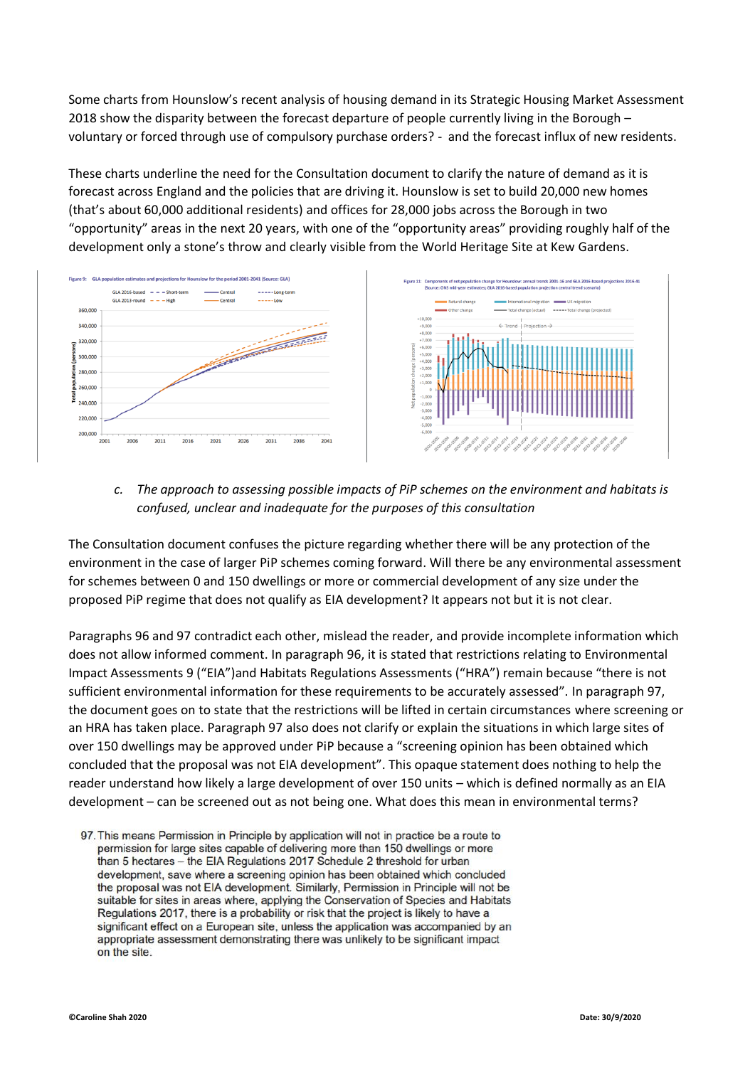Some charts from Hounslow's recent analysis of housing demand in its Strategic Housing Market Assessment 2018 show the disparity between the forecast departure of people currently living in the Borough – voluntary or forced through use of compulsory purchase orders? - and the forecast influx of new residents.

These charts underline the need for the Consultation document to clarify the nature of demand as it is forecast across England and the policies that are driving it. Hounslow is set to build 20,000 new homes (that's about 60,000 additional residents) and offices for 28,000 jobs across the Borough in two "opportunity" areas in the next 20 years, with one of the "opportunity areas" providing roughly half of the development only a stone's throw and clearly visible from the World Heritage Site at Kew Gardens.

Figure 9: GLA population estimates and projections for Hounslow for the period 2001-2041 (Source: GLA)

Figure 11: Components of net population change for Hounslow: annual trends 2001-16 and GLA 2016-based projections 2016-41 (Source: ONS mid-year estimates; GLA 2016-based population projection central trend scenario)

c. *The approach to assessing possible impacts of PiP schemes on the environment and habitats is confused, unclear and inadequate for the purposes of this consultation*

The Consultation document confuses the picture regarding whether there will be any protection of the environment in the case of larger PiP schemes coming forward. Will there be any environmental assessment for schemes between 0 and 150 dwellings or more or commercial development of any size under the proposed PiP regime that does not qualify as EIA development? It appears not but it is not clear.

Paragraphs 96 and 97 contradict each other, mislead the reader, and provide incomplete information which does not allow informed comment. In paragraph 96, it is stated that restrictions relating to Environmental Impact Assessments 9 ("EIA")and Habitats Regulations Assessments ("HRA") remain because "there is not sufficient environmental information for these requirements to be accurately assessed". In paragraph 97, the document goes on to state that the restrictions will be lifted in certain circumstances where screening or an HRA has taken place. Paragraph 97 also does not clarify or explain the situations in which large sites of over 150 dwellings may be approved under PiP because a "screening opinion has been obtained which concluded that the proposal was not EIA development". This opaque statement does nothing to help the reader understand how likely a large development of over 150 units – which is defined normally as an EIA development – can be screened out as not being one. What does this mean in environmental terms?

> 97. This means Permission in Principle by application will not in practice be a route to permission for large sites capable of delivering more than 150 dwellings or more than 5 hectares – the EIA Regulations 2017 Schedule 2 threshold for urban development, save where a screening opinion has been obtained which concluded the proposal was not EIA development. Similarly, Permission in Principle will not be suitable for sites in areas where, applying the Conservation of Species and Habitats Regulations 2017, there is a probability or risk that the project is likely to have a significant effect on a European site, unless the application was accompanied by an appropriate assessment demonstrating there was unlikely to be significant impact on the site.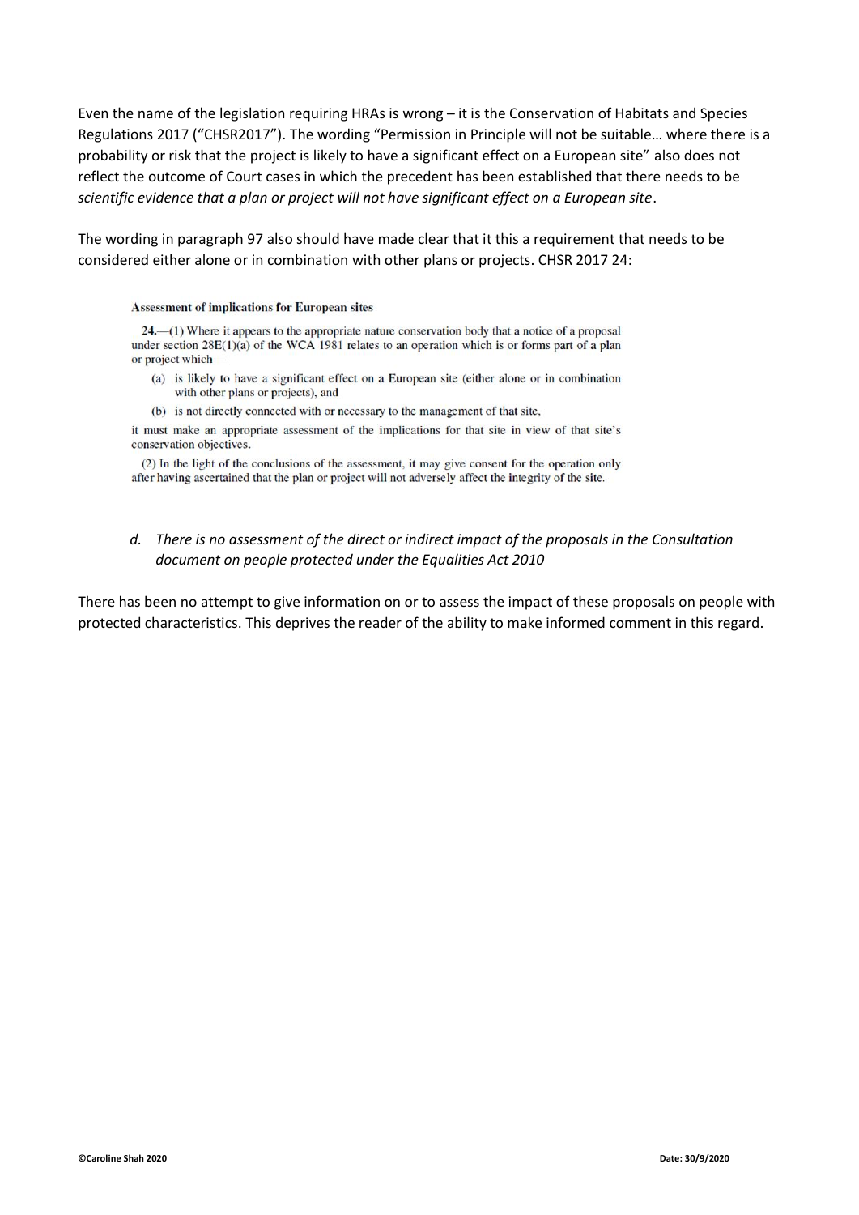Even the name of the legislation requiring HRAs is wrong – it is the Conservation of Habitats and Species Regulations 2017 ("CHSR2017"). The wording "Permission in Principle will not be suitable… where there is a probability or risk that the project is likely to have a significant effect on a European site" also does not reflect the outcome of Court cases in which the precedent has been established that there needs to be *scientific evidence that a plan or project will not have significant effect on a European site*.

The wording in paragraph 97 also should have made clear that it this a requirement that needs to be considered either alone or in combination with other plans or projects. CHSR 2017 24:

> **Assessment of implications for European sites**
>
> **24.**—(1) Where it appears to the appropriate nature conservation body that a notice of a proposal under section 28E(1)(a) of the WCA 1981 relates to an operation which is or forms part of a plan or project which—
>
> (a) is likely to have a significant effect on a European site (either alone or in combination with other plans or projects), and
>
> (b) is not directly connected with or necessary to the management of that site,
>
> it must make an appropriate assessment of the implications for that site in view of that site's conservation objectives.
>
> (2) In the light of the conclusions of the assessment, it may give consent for the operation only after having ascertained that the plan or project will not adversely affect the integrity of the site.

d. *There is no assessment of the direct or indirect impact of the proposals in the Consultation document on people protected under the Equalities Act 2010*

There has been no attempt to give information on or to assess the impact of these proposals on people with protected characteristics. This deprives the reader of the ability to make informed comment in this regard.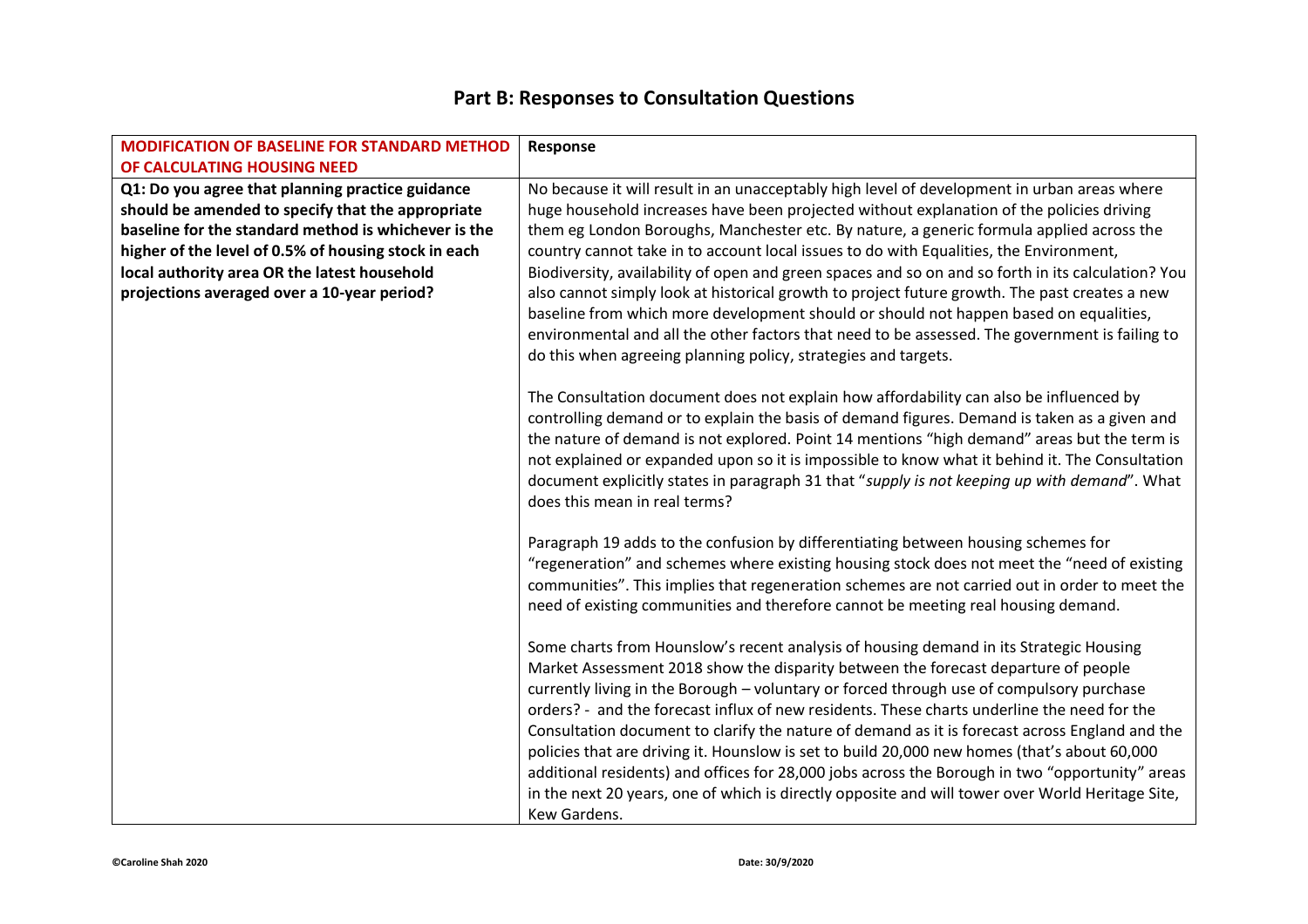## Part B: Responses to Consultation Questions

| MODIFICATION OF BASELINE FOR STANDARD METHOD OF CALCULATING HOUSING NEED | Response |
|---|---|
| **Q1: Do you agree that planning practice guidance should be amended to specify that the appropriate baseline for the standard method is whichever is the higher of the level of 0.5% of housing stock in each local authority area OR the latest household projections averaged over a 10-year period?** | No because it will result in an unacceptably high level of development in urban areas where huge household increases have been projected without explanation of the policies driving them eg London Boroughs, Manchester etc. By nature, a generic formula applied across the country cannot take in to account local issues to do with Equalities, the Environment, Biodiversity, availability of open and green spaces and so on and so forth in its calculation? You also cannot simply look at historical growth to project future growth. The past creates a new baseline from which more development should or should not happen based on equalities, environmental and all the other factors that need to be assessed. The government is failing to do this when agreeing planning policy, strategies and targets.<br><br>The Consultation document does not explain how affordability can also be influenced by controlling demand or to explain the basis of demand figures. Demand is taken as a given and the nature of demand is not explored. Point 14 mentions "high demand" areas but the term is not explained or expanded upon so it is impossible to know what it behind it. The Consultation document explicitly states in paragraph 31 that "*supply is not keeping up with demand*". What does this mean in real terms?<br><br>Paragraph 19 adds to the confusion by differentiating between housing schemes for "regeneration" and schemes where existing housing stock does not meet the "need of existing communities". This implies that regeneration schemes are not carried out in order to meet the need of existing communities and therefore cannot be meeting real housing demand.<br><br>Some charts from Hounslow's recent analysis of housing demand in its Strategic Housing Market Assessment 2018 show the disparity between the forecast departure of people currently living in the Borough – voluntary or forced through use of compulsory purchase orders? - and the forecast influx of new residents. These charts underline the need for the Consultation document to clarify the nature of demand as it is forecast across England and the policies that are driving it. Hounslow is set to build 20,000 new homes (that's about 60,000 additional residents) and offices for 28,000 jobs across the Borough in two "opportunity" areas in the next 20 years, one of which is directly opposite and will tower over World Heritage Site, Kew Gardens. |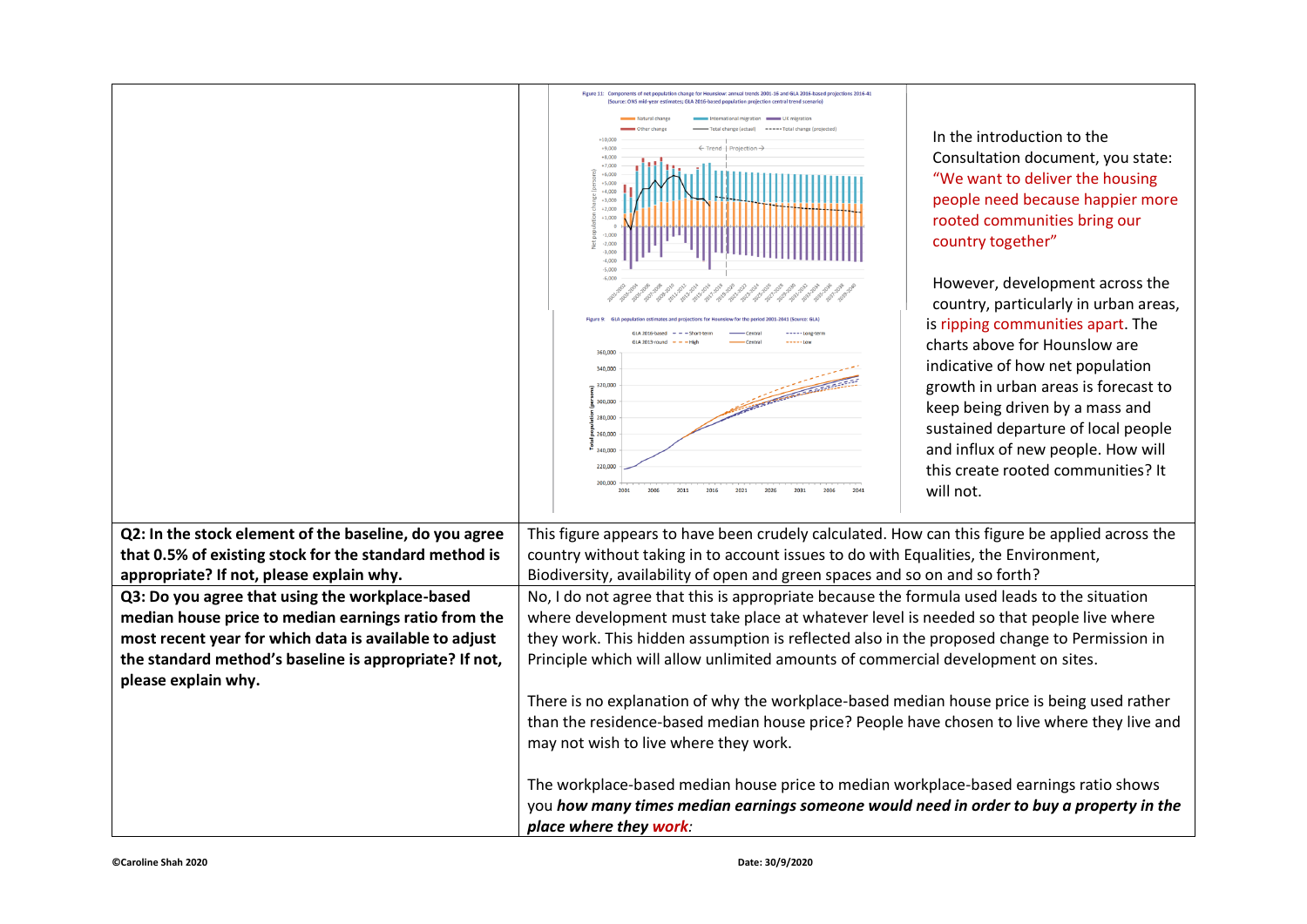| | | |
|---|---|---|
| | Figure 11: Components of net population change for Hounslow: annual trends 2001-16 and GLA 2016-based projections 2016-41 (Source: ONS mid-year estimates; GLA 2016-based population projection central trend scenario)<br><br>Figure 9: GLA population estimates and projections for Hounslow for the period 2001-2041 (Source: GLA) | In the introduction to the Consultation document, you state: "We want to deliver the housing people need because happier more rooted communities bring our country together"<br><br>However, development across the country, particularly in urban areas, is ripping communities apart. The charts above for Hounslow are indicative of how net population growth in urban areas is forecast to keep being driven by a mass and sustained departure of local people and influx of new people. How will this create rooted communities? It will not. |
| **Q2: In the stock element of the baseline, do you agree that 0.5% of existing stock for the standard method is appropriate? If not, please explain why.** | This figure appears to have been crudely calculated. How can this figure be applied across the country without taking in to account issues to do with Equalities, the Environment, Biodiversity, availability of open and green spaces and so on and so forth? | |
| **Q3: Do you agree that using the workplace-based median house price to median earnings ratio from the most recent year for which data is available to adjust the standard method's baseline is appropriate? If not, please explain why.** | No, I do not agree that this is appropriate because the formula used leads to the situation where development must take place at whatever level is needed so that people live where they work. This hidden assumption is reflected also in the proposed change to Permission in Principle which will allow unlimited amounts of commercial development on sites.<br><br>There is no explanation of why the workplace-based median house price is being used rather than the residence-based median house price? People have chosen to live where they live and may not wish to live where they work.<br><br>The workplace-based median house price to median workplace-based earnings ratio shows you ***how many times median earnings someone would need in order to buy a property in the place where they work****:* | |

©Caroline Shah 2020 Date: 30/9/2020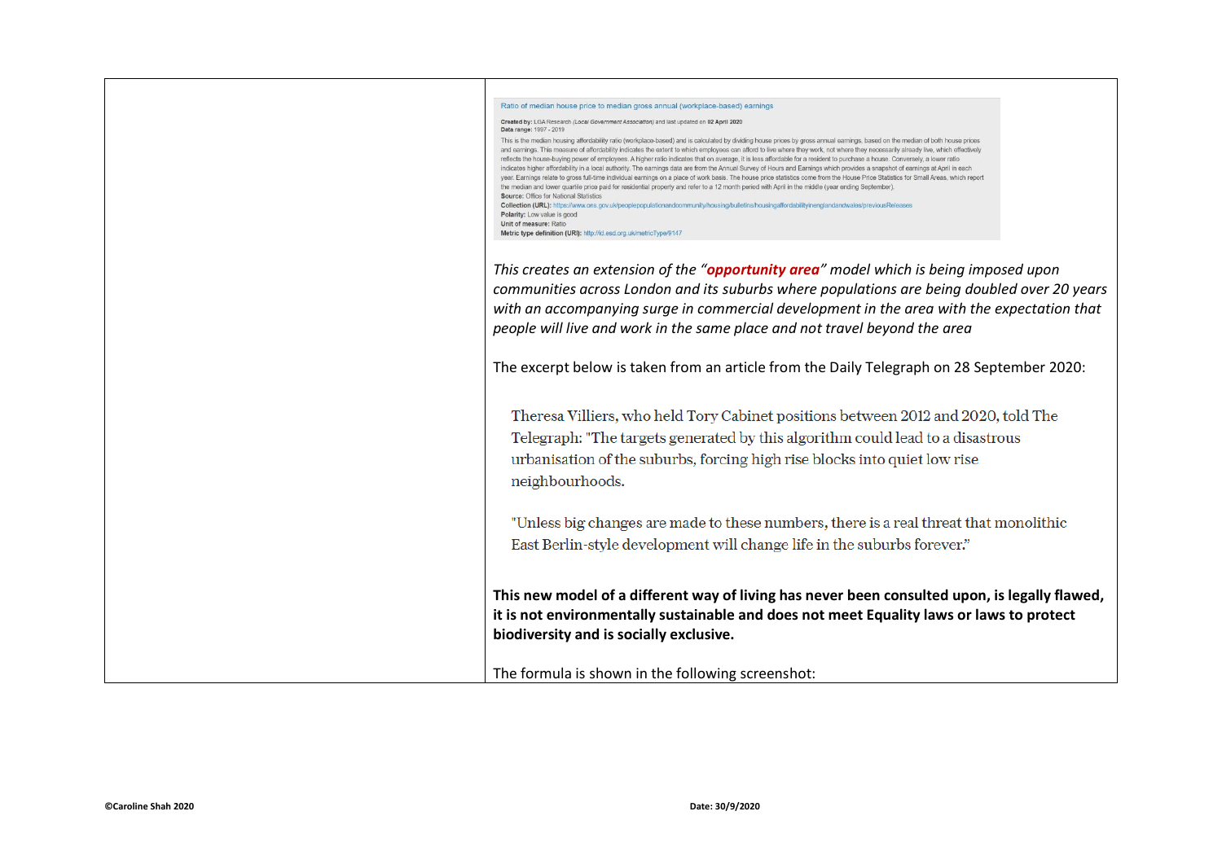| | |
|---|---|
| | Ratio of median house price to median gross annual (workplace-based) earnings<br><br>**Created by:** LGA Research *(Local Government Association)* and last updated on **02 April 2020**<br>**Data range:** 1997 - 2019<br>This is the median housing affordability ratio (workplace-based) and is calculated by dividing house prices by gross annual earnings, based on the median of both house prices and earnings. This measure of affordability indicates the extent to which employees can afford to live where they work, not where they necessarily already live, which effectively reflects the house-buying power of employees. A higher ratio indicates that on average, it is less affordable for a resident to purchase a house. Conversely, a lower ratio indicates higher affordability in a local authority. The earnings data are from the Annual Survey of Hours and Earnings which provides a snapshot of earnings at April in each year. Earnings relate to gross full-time individual earnings on a place of work basis. The house price statistics come from the House Price Statistics for Small Areas, which report the median and lower quartile price paid for residential property and refer to a 12 month period with April in the middle (year ending September).<br>**Source:** Office for National Statistics<br>**Collection (URL):** https://www.ons.gov.uk/peoplepopulationandcommunity/housing/bulletins/housingaffordabilityinenglandandwales/previousReleases<br>**Polarity:** Low value is good<br>**Unit of measure:** Ratio<br>**Metric type definition (URI):** http://id.esd.org.uk/metricType/9147<br><br>*This creates an extension of the "**opportunity area**" model which is being imposed upon communities across London and its suburbs where populations are being doubled over 20 years with an accompanying surge in commercial development in the area with the expectation that people will live and work in the same place and not travel beyond the area*<br><br>The excerpt below is taken from an article from the Daily Telegraph on 28 September 2020:<br><br>Theresa Villiers, who held Tory Cabinet positions between 2012 and 2020, told The Telegraph: "The targets generated by this algorithm could lead to a disastrous urbanisation of the suburbs, forcing high rise blocks into quiet low rise neighbourhoods.<br><br>"Unless big changes are made to these numbers, there is a real threat that monolithic East Berlin-style development will change life in the suburbs forever."<br><br>**This new model of a different way of living has never been consulted upon, is legally flawed, it is not environmentally sustainable and does not meet Equality laws or laws to protect biodiversity and is socially exclusive.**<br><br>The formula is shown in the following screenshot: |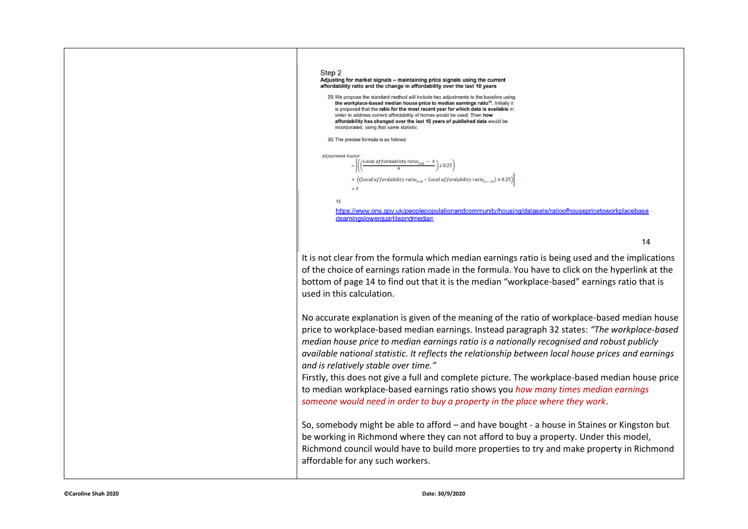Step 2

**Adjusting for market signals – maintaining price signals using the current affordability ratio and the change in affordability over the last 10 years**

29. We propose the standard method will include two adjustments to the baseline using **the workplace-based median house price to median earnings ratio**[13]. Initially it is proposed that the **ratio for the most recent year for which data is available** in order to address current affordability of homes would be used. Then **how affordability has changed over the last 10 years of published data** would be incorporated, using that same statistic.

30. The precise formula is as follows:

$$Adjustment\ Factor = \left[\left(\left(\frac{Local\ affordability\ ratio_{t=0} - 4}{4}\right) x\ 0.25\right) + \left(\left(Local\ affordability\ ratio_{t=0} - Local\ affordability\ ratio_{t=-10}\right) \times 0.25\right)\right] + 1$$

13 https://www.ons.gov.uk/peoplepopulationandcommunity/housing/datasets/ratioofhousepricetoworkplacebasedearningslowerquartileandmedian

14

It is not clear from the formula which median earnings ratio is being used and the implications of the choice of earnings ration made in the formula. You have to click on the hyperlink at the bottom of page 14 to find out that it is the median "workplace-based" earnings ratio that is used in this calculation.

No accurate explanation is given of the meaning of the ratio of workplace-based median house price to workplace-based median earnings. Instead paragraph 32 states: *"The workplace-based median house price to median earnings ratio is a nationally recognised and robust publicly available national statistic. It reflects the relationship between local house prices and earnings and is relatively stable over time."*

Firstly, this does not give a full and complete picture. The workplace-based median house price to median workplace-based earnings ratio shows you *how many times median earnings someone would need in order to buy a property in the place where they work*.

So, somebody might be able to afford – and have bought - a house in Staines or Kingston but be working in Richmond where they can not afford to buy a property. Under this model, Richmond council would have to build more properties to try and make property in Richmond affordable for any such workers.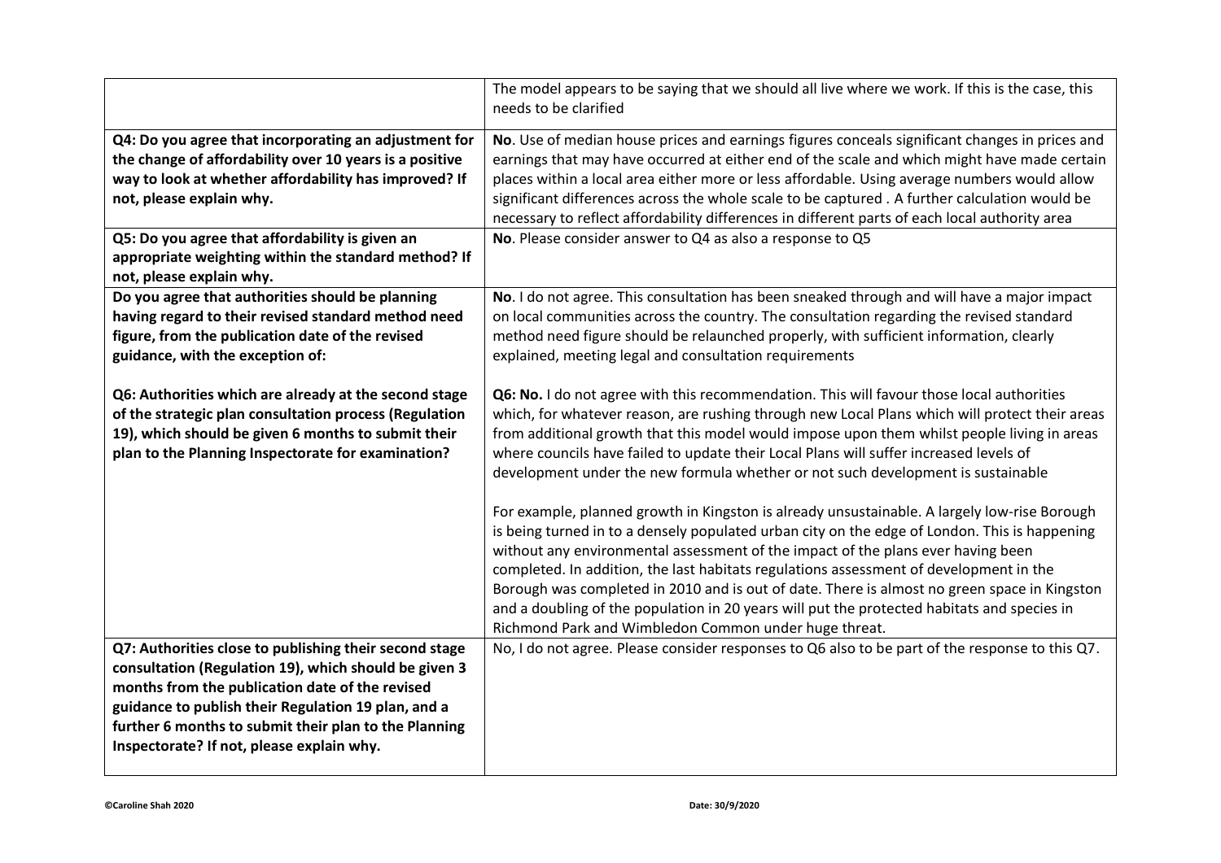| | |
|---|---|
| | The model appears to be saying that we should all live where we work. If this is the case, this needs to be clarified |
| **Q4: Do you agree that incorporating an adjustment for the change of affordability over 10 years is a positive way to look at whether affordability has improved? If not, please explain why.** | **No**. Use of median house prices and earnings figures conceals significant changes in prices and earnings that may have occurred at either end of the scale and which might have made certain places within a local area either more or less affordable. Using average numbers would allow significant differences across the whole scale to be captured . A further calculation would be necessary to reflect affordability differences in different parts of each local authority area |
| **Q5: Do you agree that affordability is given an appropriate weighting within the standard method? If not, please explain why.** | **No**. Please consider answer to Q4 as also a response to Q5 |
| **Do you agree that authorities should be planning having regard to their revised standard method need figure, from the publication date of the revised guidance, with the exception of:**<br><br>**Q6: Authorities which are already at the second stage of the strategic plan consultation process (Regulation 19), which should be given 6 months to submit their plan to the Planning Inspectorate for examination?** | **No**. I do not agree. This consultation has been sneaked through and will have a major impact on local communities across the country. The consultation regarding the revised standard method need figure should be relaunched properly, with sufficient information, clearly explained, meeting legal and consultation requirements<br><br>**Q6: No.** I do not agree with this recommendation. This will favour those local authorities which, for whatever reason, are rushing through new Local Plans which will protect their areas from additional growth that this model would impose upon them whilst people living in areas where councils have failed to update their Local Plans will suffer increased levels of development under the new formula whether or not such development is sustainable<br><br>For example, planned growth in Kingston is already unsustainable. A largely low-rise Borough is being turned in to a densely populated urban city on the edge of London. This is happening without any environmental assessment of the impact of the plans ever having been completed. In addition, the last habitats regulations assessment of development in the Borough was completed in 2010 and is out of date. There is almost no green space in Kingston and a doubling of the population in 20 years will put the protected habitats and species in Richmond Park and Wimbledon Common under huge threat. |
| **Q7: Authorities close to publishing their second stage consultation (Regulation 19), which should be given 3 months from the publication date of the revised guidance to publish their Regulation 19 plan, and a further 6 months to submit their plan to the Planning Inspectorate? If not, please explain why.** | No, I do not agree. Please consider responses to Q6 also to be part of the response to this Q7. |

**©Caroline Shah 2020** **Date: 30/9/2020**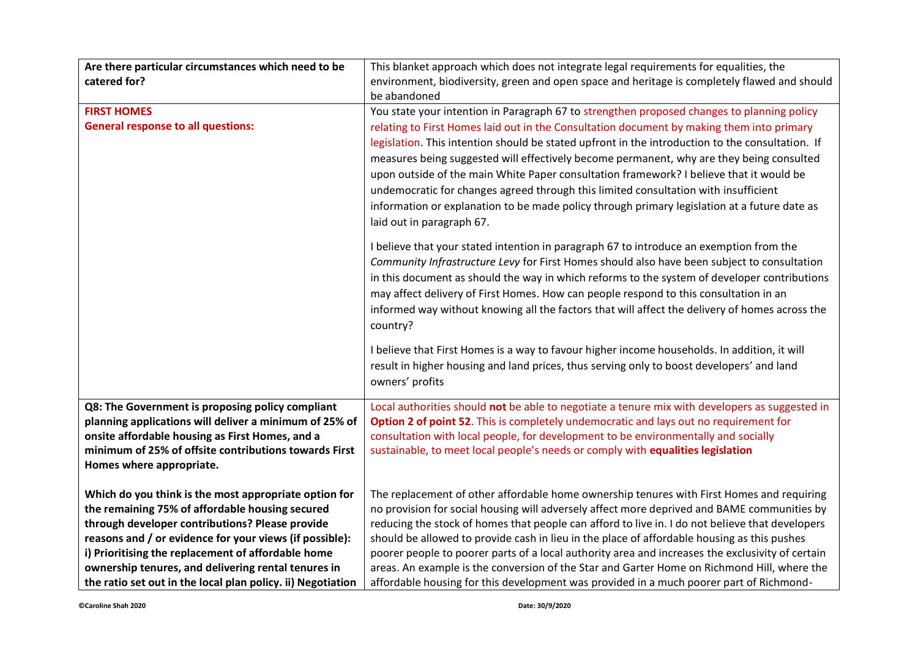| | |
|---|---|
| **Are there particular circumstances which need to be catered for?** | This blanket approach which does not integrate legal requirements for equalities, the environment, biodiversity, green and open space and heritage is completely flawed and should be abandoned |
| **FIRST HOMES**<br>**General response to all questions:** | You state your intention in Paragraph 67 to strengthen proposed changes to planning policy relating to First Homes laid out in the Consultation document by making them into primary legislation. This intention should be stated upfront in the introduction to the consultation. If measures being suggested will effectively become permanent, why are they being consulted upon outside of the main White Paper consultation framework? I believe that it would be undemocratic for changes agreed through this limited consultation with insufficient information or explanation to be made policy through primary legislation at a future date as laid out in paragraph 67.<br><br>I believe that your stated intention in paragraph 67 to introduce an exemption from the *Community Infrastructure Levy* for First Homes should also have been subject to consultation in this document as should the way in which reforms to the system of developer contributions may affect delivery of First Homes. How can people respond to this consultation in an informed way without knowing all the factors that will affect the delivery of homes across the country?<br><br>I believe that First Homes is a way to favour higher income households. In addition, it will result in higher housing and land prices, thus serving only to boost developers' and land owners' profits |
| **Q8: The Government is proposing policy compliant planning applications will deliver a minimum of 25% of onsite affordable housing as First Homes, and a minimum of 25% of offsite contributions towards First Homes where appropriate.**<br><br>**Which do you think is the most appropriate option for the remaining 75% of affordable housing secured through developer contributions? Please provide reasons and / or evidence for your views (if possible): i) Prioritising the replacement of affordable home ownership tenures, and delivering rental tenures in the ratio set out in the local plan policy. ii) Negotiation** | Local authorities should **not** be able to negotiate a tenure mix with developers as suggested in **Option 2 of point 52**. This is completely undemocratic and lays out no requirement for consultation with local people, for development to be environmentally and socially sustainable, to meet local people's needs or comply with **equalities legislation**<br><br>The replacement of other affordable home ownership tenures with First Homes and requiring no provision for social housing will adversely affect more deprived and BAME communities by reducing the stock of homes that people can afford to live in. I do not believe that developers should be allowed to provide cash in lieu in the place of affordable housing as this pushes poorer people to poorer parts of a local authority area and increases the exclusivity of certain areas. An example is the conversion of the Star and Garter Home on Richmond Hill, where the affordable housing for this development was provided in a much poorer part of Richmond- |

**©Caroline Shah 2020** **Date: 30/9/2020**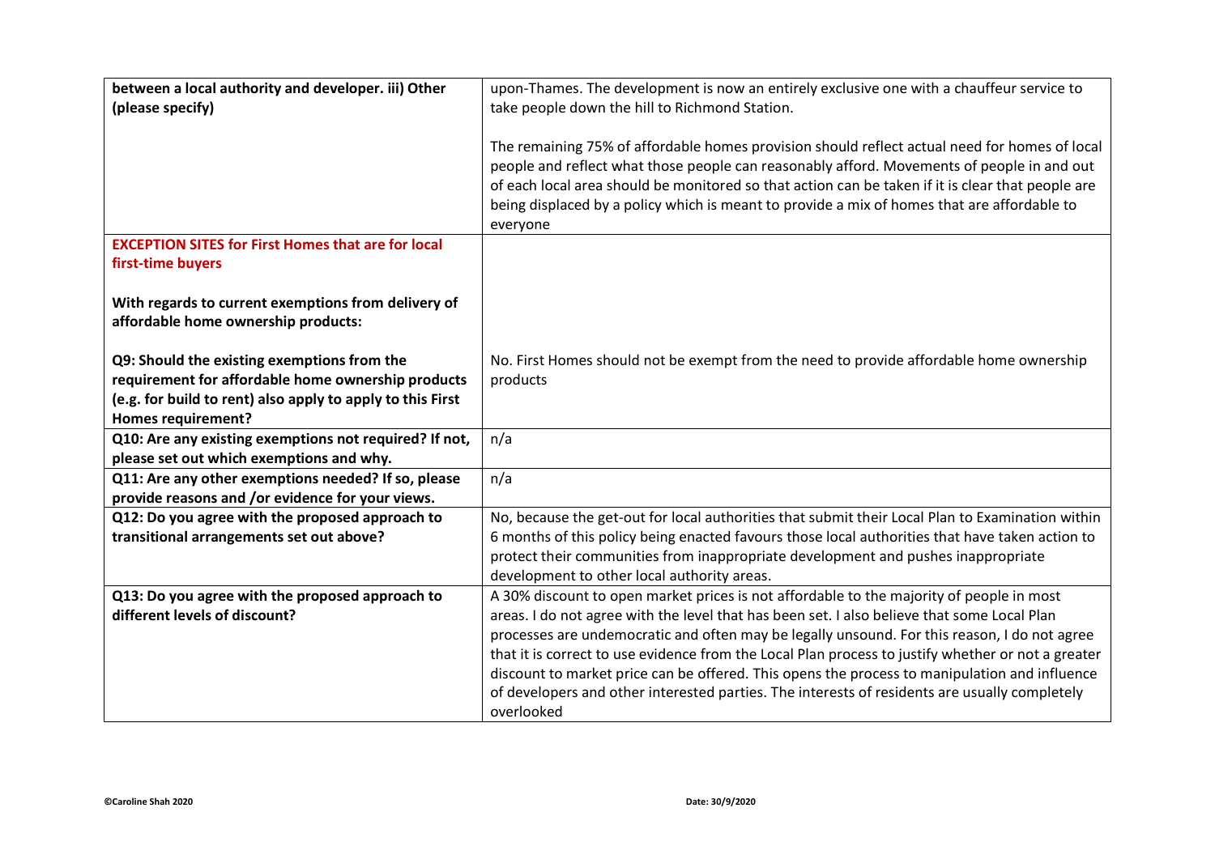| | |
|---|---|
| **between a local authority and developer. iii) Other (please specify)** | upon-Thames. The development is now an entirely exclusive one with a chauffeur service to take people down the hill to Richmond Station.<br><br>The remaining 75% of affordable homes provision should reflect actual need for homes of local people and reflect what those people can reasonably afford. Movements of people in and out of each local area should be monitored so that action can be taken if it is clear that people are being displaced by a policy which is meant to provide a mix of homes that are affordable to everyone |
| **EXCEPTION SITES for First Homes that are for local first-time buyers**<br><br>**With regards to current exemptions from delivery of affordable home ownership products:**<br><br>**Q9: Should the existing exemptions from the requirement for affordable home ownership products (e.g. for build to rent) also apply to apply to this First Homes requirement?** | No. First Homes should not be exempt from the need to provide affordable home ownership products |
| **Q10: Are any existing exemptions not required? If not, please set out which exemptions and why.** | n/a |
| **Q11: Are any other exemptions needed? If so, please provide reasons and /or evidence for your views.** | n/a |
| **Q12: Do you agree with the proposed approach to transitional arrangements set out above?** | No, because the get-out for local authorities that submit their Local Plan to Examination within 6 months of this policy being enacted favours those local authorities that have taken action to protect their communities from inappropriate development and pushes inappropriate development to other local authority areas. |
| **Q13: Do you agree with the proposed approach to different levels of discount?** | A 30% discount to open market prices is not affordable to the majority of people in most areas. I do not agree with the level that has been set. I also believe that some Local Plan processes are undemocratic and often may be legally unsound. For this reason, I do not agree that it is correct to use evidence from the Local Plan process to justify whether or not a greater discount to market price can be offered. This opens the process to manipulation and influence of developers and other interested parties. The interests of residents are usually completely overlooked |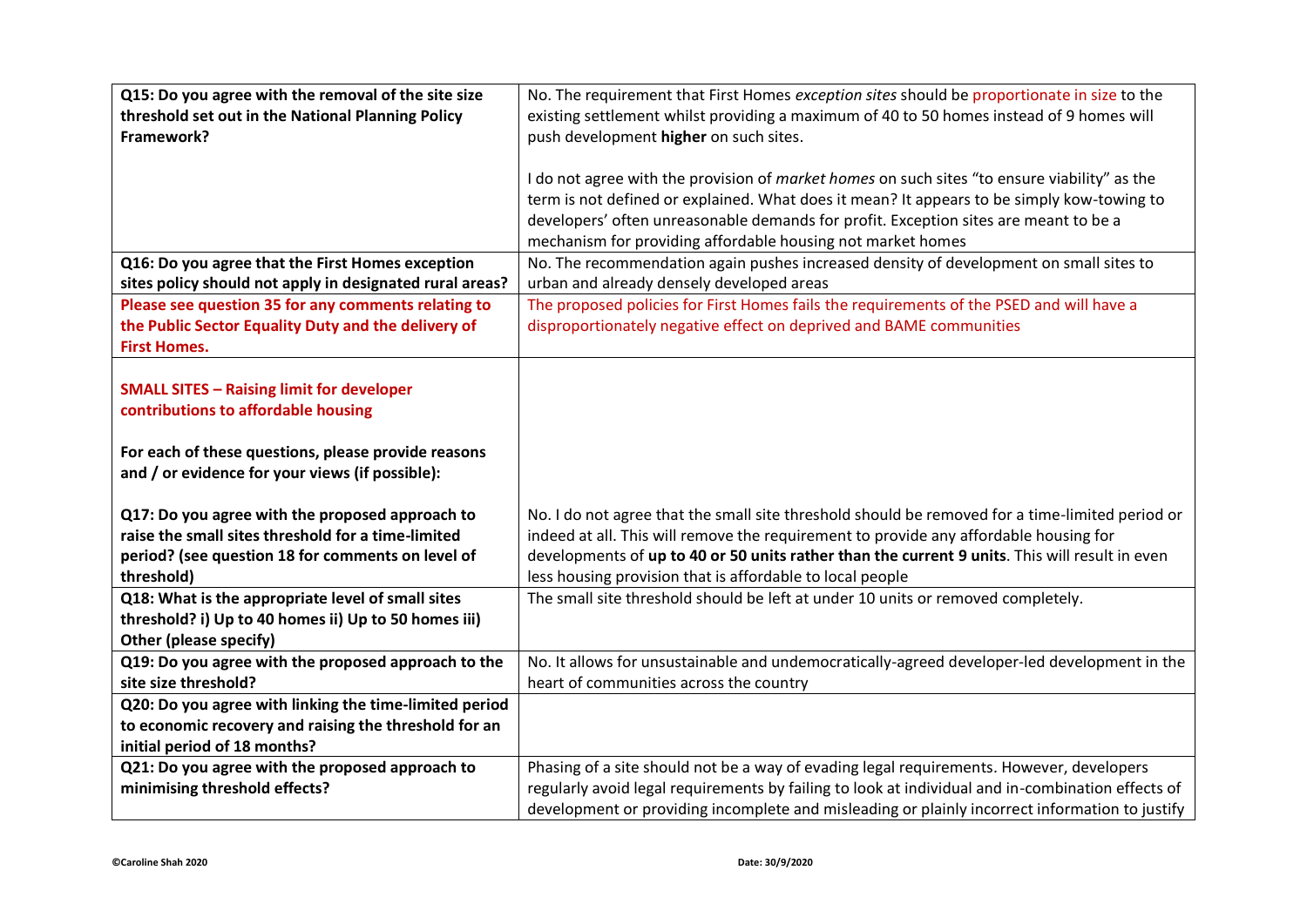| | |
|---|---|
| **Q15: Do you agree with the removal of the site size threshold set out in the National Planning Policy Framework?** | No. The requirement that First Homes *exception sites* should be proportionate in size to the existing settlement whilst providing a maximum of 40 to 50 homes instead of 9 homes will push development **higher** on such sites.<br><br>I do not agree with the provision of *market homes* on such sites "to ensure viability" as the term is not defined or explained. What does it mean? It appears to be simply kow-towing to developers' often unreasonable demands for profit. Exception sites are meant to be a mechanism for providing affordable housing not market homes |
| **Q16: Do you agree that the First Homes exception sites policy should not apply in designated rural areas?** | No. The recommendation again pushes increased density of development on small sites to urban and already densely developed areas |
| **Please see question 35 for any comments relating to the Public Sector Equality Duty and the delivery of First Homes.** | The proposed policies for First Homes fails the requirements of the PSED and will have a disproportionately negative effect on deprived and BAME communities |
| **SMALL SITES – Raising limit for developer contributions to affordable housing**<br><br>**For each of these questions, please provide reasons and / or evidence for your views (if possible):**<br><br>**Q17: Do you agree with the proposed approach to raise the small sites threshold for a time-limited period? (see question 18 for comments on level of threshold)** | No. I do not agree that the small site threshold should be removed for a time-limited period or indeed at all. This will remove the requirement to provide any affordable housing for developments of **up to 40 or 50 units rather than the current 9 units**. This will result in even less housing provision that is affordable to local people |
| **Q18: What is the appropriate level of small sites threshold? i) Up to 40 homes ii) Up to 50 homes iii) Other (please specify)** | The small site threshold should be left at under 10 units or removed completely. |
| **Q19: Do you agree with the proposed approach to the site size threshold?** | No. It allows for unsustainable and undemocratically-agreed developer-led development in the heart of communities across the country |
| **Q20: Do you agree with linking the time-limited period to economic recovery and raising the threshold for an initial period of 18 months?** | |
| **Q21: Do you agree with the proposed approach to minimising threshold effects?** | Phasing of a site should not be a way of evading legal requirements. However, developers regularly avoid legal requirements by failing to look at individual and in-combination effects of development or providing incomplete and misleading or plainly incorrect information to justify |

©Caroline Shah 2020 Date: 30/9/2020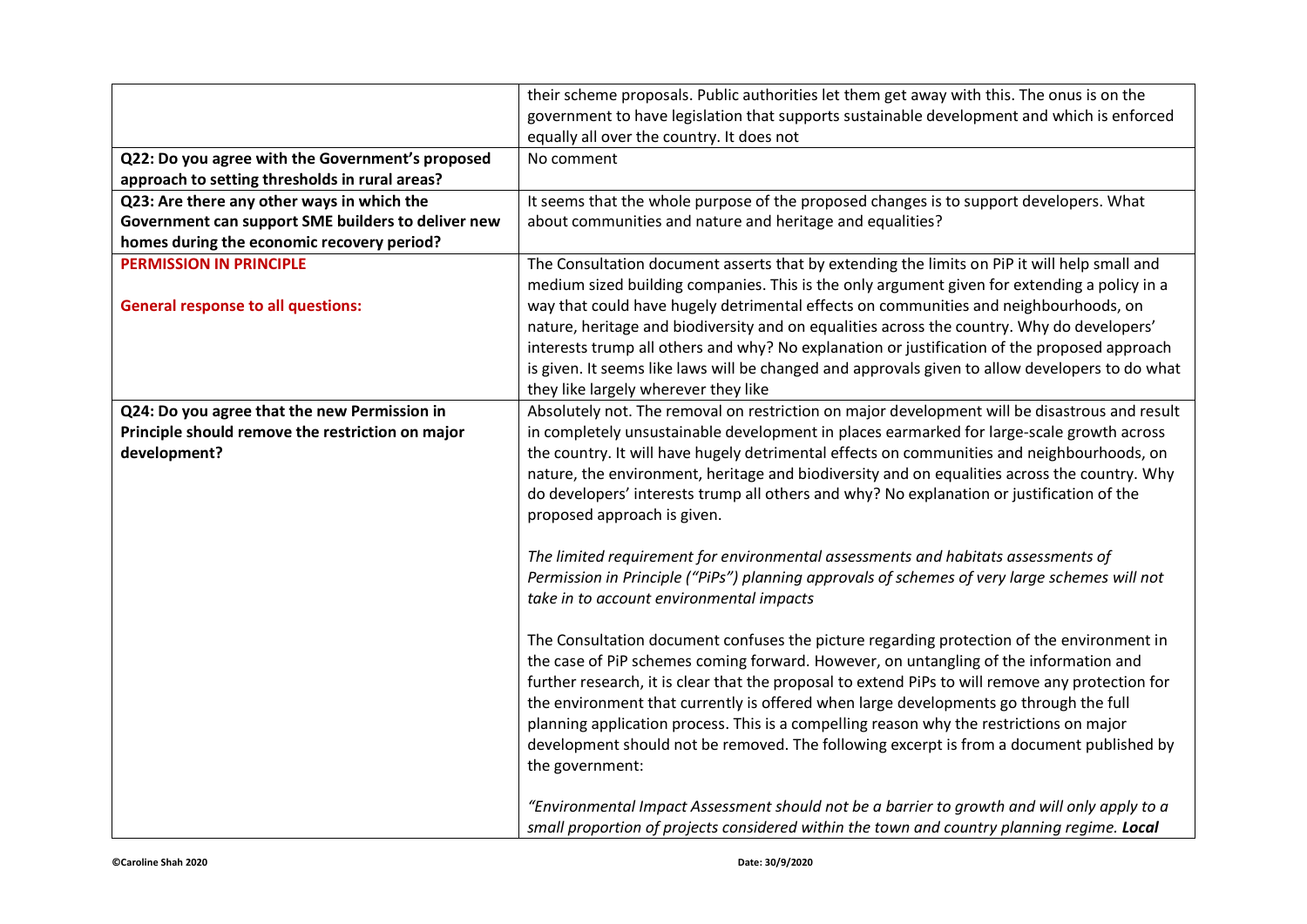| | |
|---|---|
| | their scheme proposals. Public authorities let them get away with this. The onus is on the government to have legislation that supports sustainable development and which is enforced equally all over the country. It does not |
| **Q22: Do you agree with the Government's proposed approach to setting thresholds in rural areas?** | No comment |
| **Q23: Are there any other ways in which the Government can support SME builders to deliver new homes during the economic recovery period?** | It seems that the whole purpose of the proposed changes is to support developers. What about communities and nature and heritage and equalities? |
| **PERMISSION IN PRINCIPLE**<br><br>**General response to all questions:** | The Consultation document asserts that by extending the limits on PiP it will help small and medium sized building companies. This is the only argument given for extending a policy in a way that could have hugely detrimental effects on communities and neighbourhoods, on nature, heritage and biodiversity and on equalities across the country. Why do developers' interests trump all others and why? No explanation or justification of the proposed approach is given. It seems like laws will be changed and approvals given to allow developers to do what they like largely wherever they like |
| **Q24: Do you agree that the new Permission in Principle should remove the restriction on major development?** | Absolutely not. The removal on restriction on major development will be disastrous and result in completely unsustainable development in places earmarked for large-scale growth across the country. It will have hugely detrimental effects on communities and neighbourhoods, on nature, the environment, heritage and biodiversity and on equalities across the country. Why do developers' interests trump all others and why? No explanation or justification of the proposed approach is given.<br><br>*The limited requirement for environmental assessments and habitats assessments of Permission in Principle ("PiPs") planning approvals of schemes of very large schemes will not take in to account environmental impacts*<br><br>The Consultation document confuses the picture regarding protection of the environment in the case of PiP schemes coming forward. However, on untangling of the information and further research, it is clear that the proposal to extend PiPs to will remove any protection for the environment that currently is offered when large developments go through the full planning application process. This is a compelling reason why the restrictions on major development should not be removed. The following excerpt is from a document published by the government:<br><br>*"Environmental Impact Assessment should not be a barrier to growth and will only apply to a small proportion of projects considered within the town and country planning regime.* ***Local*** |

©Caroline Shah 2020

Date: 30/9/2020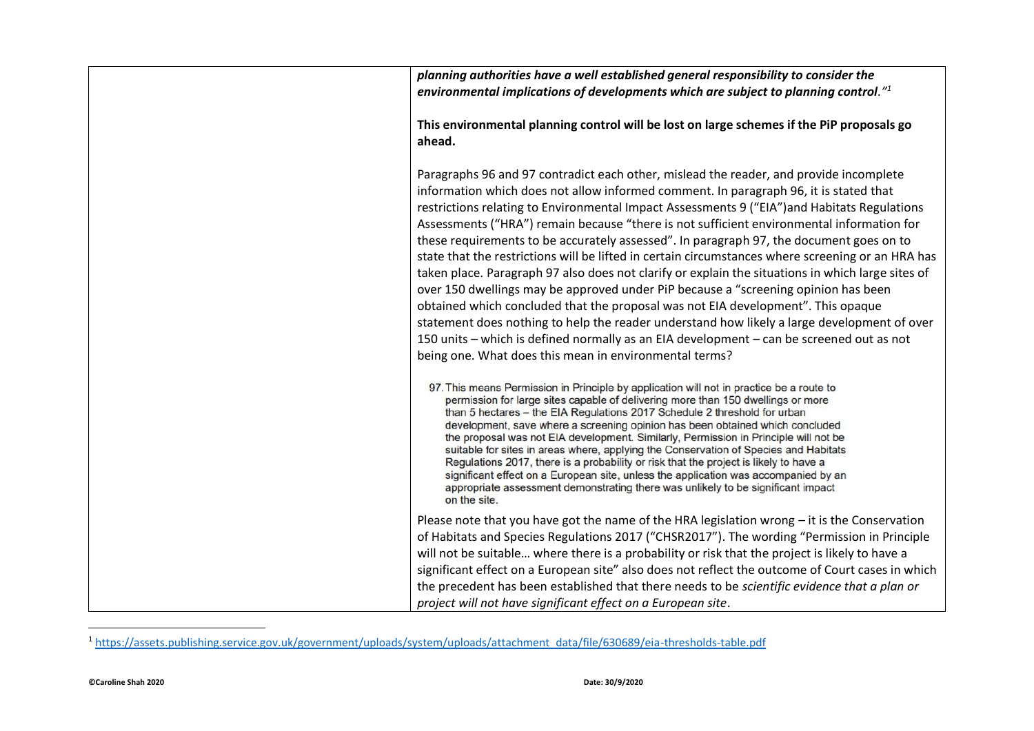| | |
|---|---|
| | ***planning authorities have a well established general responsibility to consider the environmental implications of developments which are subject to planning control."*[1]**<br><br>**This environmental planning control will be lost on large schemes if the PiP proposals go ahead.**<br><br>Paragraphs 96 and 97 contradict each other, mislead the reader, and provide incomplete information which does not allow informed comment. In paragraph 96, it is stated that restrictions relating to Environmental Impact Assessments 9 ("EIA")and Habitats Regulations Assessments ("HRA") remain because "there is not sufficient environmental information for these requirements to be accurately assessed". In paragraph 97, the document goes on to state that the restrictions will be lifted in certain circumstances where screening or an HRA has taken place. Paragraph 97 also does not clarify or explain the situations in which large sites of over 150 dwellings may be approved under PiP because a "screening opinion has been obtained which concluded that the proposal was not EIA development". This opaque statement does nothing to help the reader understand how likely a large development of over 150 units – which is defined normally as an EIA development – can be screened out as not being one. What does this mean in environmental terms?<br><br>97. This means Permission in Principle by application will not in practice be a route to permission for large sites capable of delivering more than 150 dwellings or more than 5 hectares – the EIA Regulations 2017 Schedule 2 threshold for urban development, save where a screening opinion has been obtained which concluded the proposal was not EIA development. Similarly, Permission in Principle will not be suitable for sites in areas where, applying the Conservation of Species and Habitats Regulations 2017, there is a probability or risk that the project is likely to have a significant effect on a European site, unless the application was accompanied by an appropriate assessment demonstrating there was unlikely to be significant impact on the site.<br><br>Please note that you have got the name of the HRA legislation wrong – it is the Conservation of Habitats and Species Regulations 2017 ("CHSR2017"). The wording "Permission in Principle will not be suitable… where there is a probability or risk that the project is likely to have a significant effect on a European site" also does not reflect the outcome of Court cases in which the precedent has been established that there needs to be *scientific evidence that a plan or project will not have significant effect on a European site*. |

[1] https://assets.publishing.service.gov.uk/government/uploads/system/uploads/attachment_data/file/630689/eia-thresholds-table.pdf

©Caroline Shah 2020 Date: 30/9/2020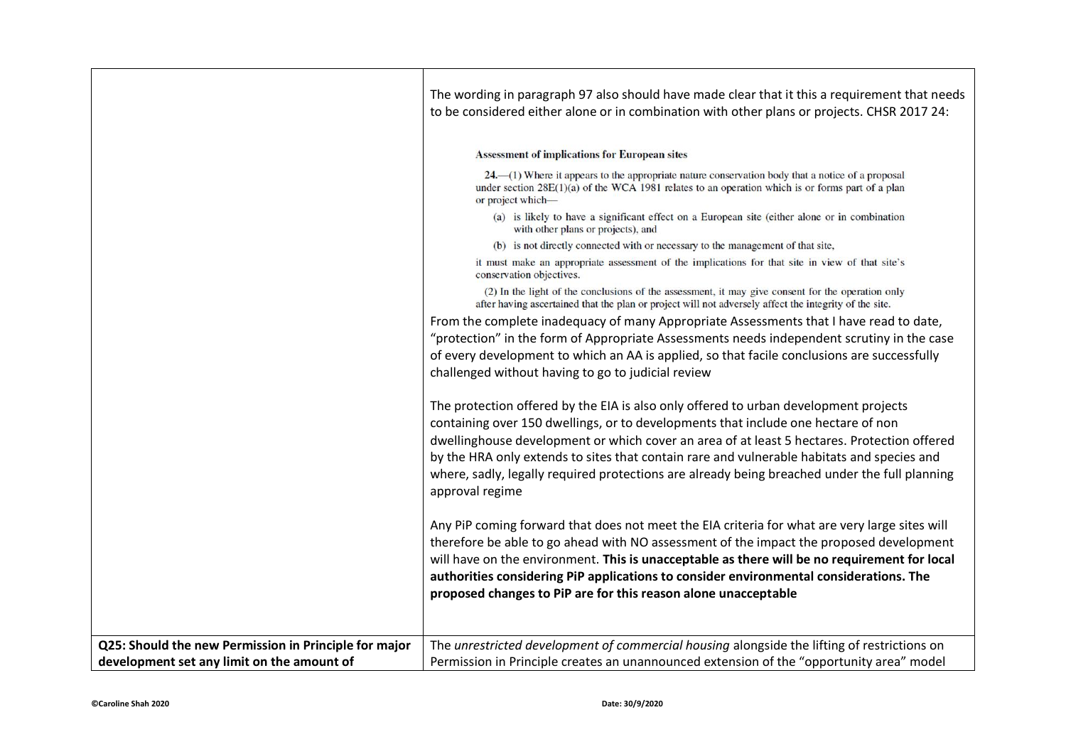| | |
|---|---|
| | The wording in paragraph 97 also should have made clear that it this a requirement that needs to be considered either alone or in combination with other plans or projects. CHSR 2017 24:<br><br>**Assessment of implications for European sites**<br><br>**24.**—(1) Where it appears to the appropriate nature conservation body that a notice of a proposal under section 28E(1)(a) of the WCA 1981 relates to an operation which is or forms part of a plan or project which—<br>(a) is likely to have a significant effect on a European site (either alone or in combination with other plans or projects), and<br>(b) is not directly connected with or necessary to the management of that site,<br>it must make an appropriate assessment of the implications for that site in view of that site's conservation objectives.<br>(2) In the light of the conclusions of the assessment, it may give consent for the operation only after having ascertained that the plan or project will not adversely affect the integrity of the site.<br><br>From the complete inadequacy of many Appropriate Assessments that I have read to date, "protection" in the form of Appropriate Assessments needs independent scrutiny in the case of every development to which an AA is applied, so that facile conclusions are successfully challenged without having to go to judicial review<br><br>The protection offered by the EIA is also only offered to urban development projects containing over 150 dwellings, or to developments that include one hectare of non dwellinghouse development or which cover an area of at least 5 hectares. Protection offered by the HRA only extends to sites that contain rare and vulnerable habitats and species and where, sadly, legally required protections are already being breached under the full planning approval regime<br><br>Any PiP coming forward that does not meet the EIA criteria for what are very large sites will therefore be able to go ahead with NO assessment of the impact the proposed development will have on the environment. **This is unacceptable as there will be no requirement for local authorities considering PiP applications to consider environmental considerations. The proposed changes to PiP are for this reason alone unacceptable** |
| **Q25: Should the new Permission in Principle for major development set any limit on the amount of** | The *unrestricted development of commercial housing* alongside the lifting of restrictions on Permission in Principle creates an unannounced extension of the "opportunity area" model |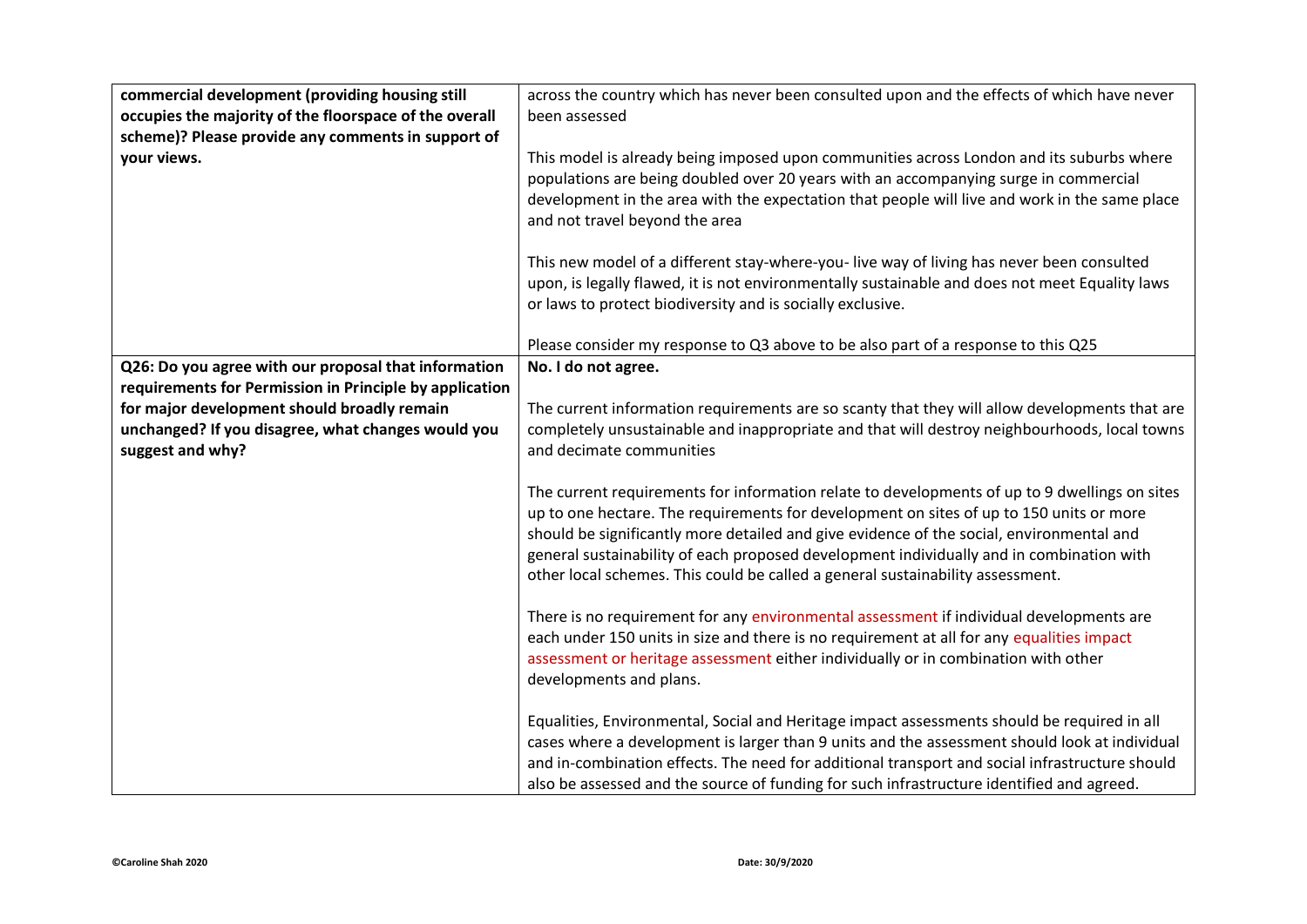| | |
|---|---|
| **commercial development (providing housing still occupies the majority of the floorspace of the overall scheme)? Please provide any comments in support of your views.** | across the country which has never been consulted upon and the effects of which have never been assessed<br><br>This model is already being imposed upon communities across London and its suburbs where populations are being doubled over 20 years with an accompanying surge in commercial development in the area with the expectation that people will live and work in the same place and not travel beyond the area<br><br>This new model of a different stay-where-you- live way of living has never been consulted upon, is legally flawed, it is not environmentally sustainable and does not meet Equality laws or laws to protect biodiversity and is socially exclusive.<br><br>Please consider my response to Q3 above to be also part of a response to this Q25 |
| **Q26: Do you agree with our proposal that information requirements for Permission in Principle by application for major development should broadly remain unchanged? If you disagree, what changes would you suggest and why?** | **No. I do not agree.**<br><br>The current information requirements are so scanty that they will allow developments that are completely unsustainable and inappropriate and that will destroy neighbourhoods, local towns and decimate communities<br><br>The current requirements for information relate to developments of up to 9 dwellings on sites up to one hectare. The requirements for development on sites of up to 150 units or more should be significantly more detailed and give evidence of the social, environmental and general sustainability of each proposed development individually and in combination with other local schemes. This could be called a general sustainability assessment.<br><br>There is no requirement for any environmental assessment if individual developments are each under 150 units in size and there is no requirement at all for any equalities impact assessment or heritage assessment either individually or in combination with other developments and plans.<br><br>Equalities, Environmental, Social and Heritage impact assessments should be required in all cases where a development is larger than 9 units and the assessment should look at individual and in-combination effects. The need for additional transport and social infrastructure should also be assessed and the source of funding for such infrastructure identified and agreed. |

©Caroline Shah 2020 Date: 30/9/2020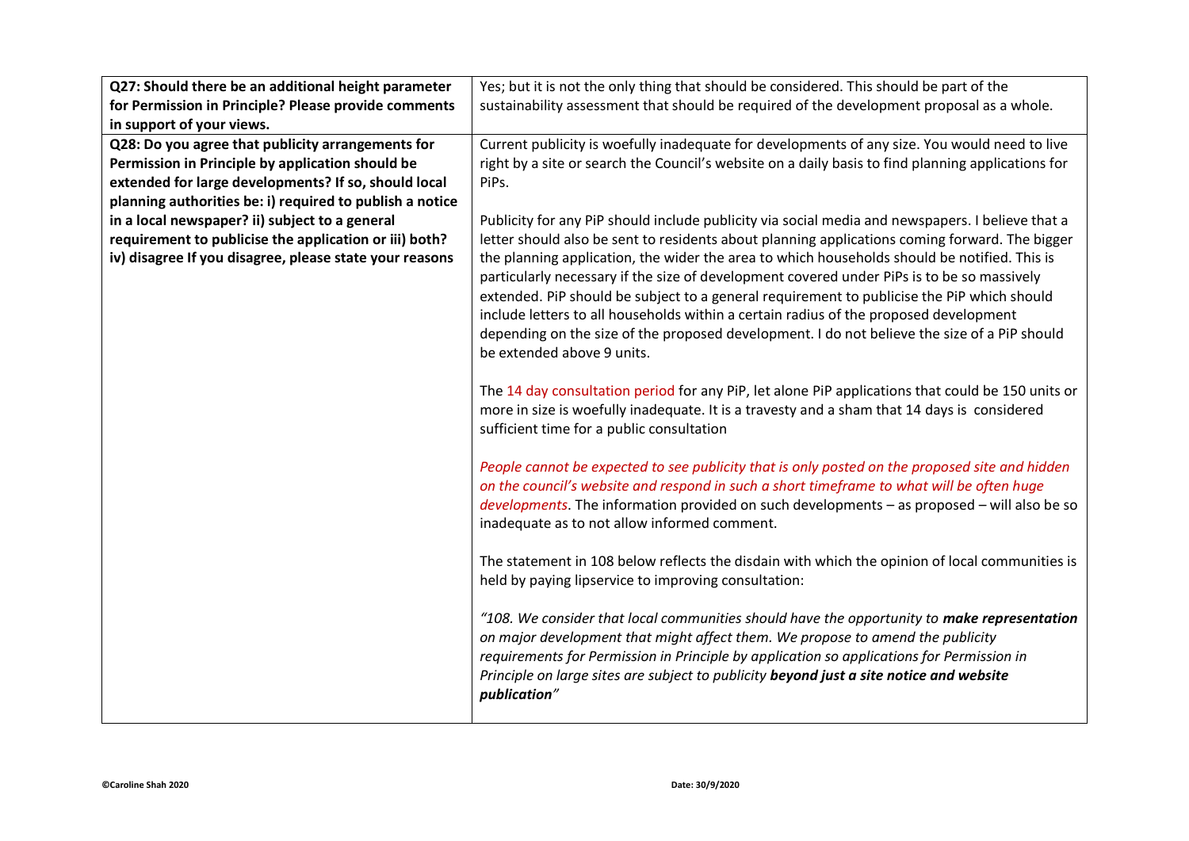| | |
|---|---|
| **Q27: Should there be an additional height parameter for Permission in Principle? Please provide comments in support of your views.** | Yes; but it is not the only thing that should be considered. This should be part of the sustainability assessment that should be required of the development proposal as a whole. |
| **Q28: Do you agree that publicity arrangements for Permission in Principle by application should be extended for large developments? If so, should local planning authorities be: i) required to publish a notice in a local newspaper? ii) subject to a general requirement to publicise the application or iii) both? iv) disagree If you disagree, please state your reasons** | Current publicity is woefully inadequate for developments of any size. You would need to live right by a site or search the Council's website on a daily basis to find planning applications for PiPs.<br><br>Publicity for any PiP should include publicity via social media and newspapers. I believe that a letter should also be sent to residents about planning applications coming forward. The bigger the planning application, the wider the area to which households should be notified. This is particularly necessary if the size of development covered under PiPs is to be so massively extended. PiP should be subject to a general requirement to publicise the PiP which should include letters to all households within a certain radius of the proposed development depending on the size of the proposed development. I do not believe the size of a PiP should be extended above 9 units.<br><br>The 14 day consultation period for any PiP, let alone PiP applications that could be 150 units or more in size is woefully inadequate. It is a travesty and a sham that 14 days is considered sufficient time for a public consultation<br><br>*People cannot be expected to see publicity that is only posted on the proposed site and hidden on the council's website and respond in such a short timeframe to what will be often huge developments*. The information provided on such developments – as proposed – will also be so inadequate as to not allow informed comment.<br><br>The statement in 108 below reflects the disdain with which the opinion of local communities is held by paying lipservice to improving consultation:<br><br>*"108. We consider that local communities should have the opportunity to* ***make representation*** *on major development that might affect them. We propose to amend the publicity requirements for Permission in Principle by application so applications for Permission in Principle on large sites are subject to publicity* ***beyond just a site notice and website publication****"* |

**©Caroline Shah 2020** **Date: 30/9/2020**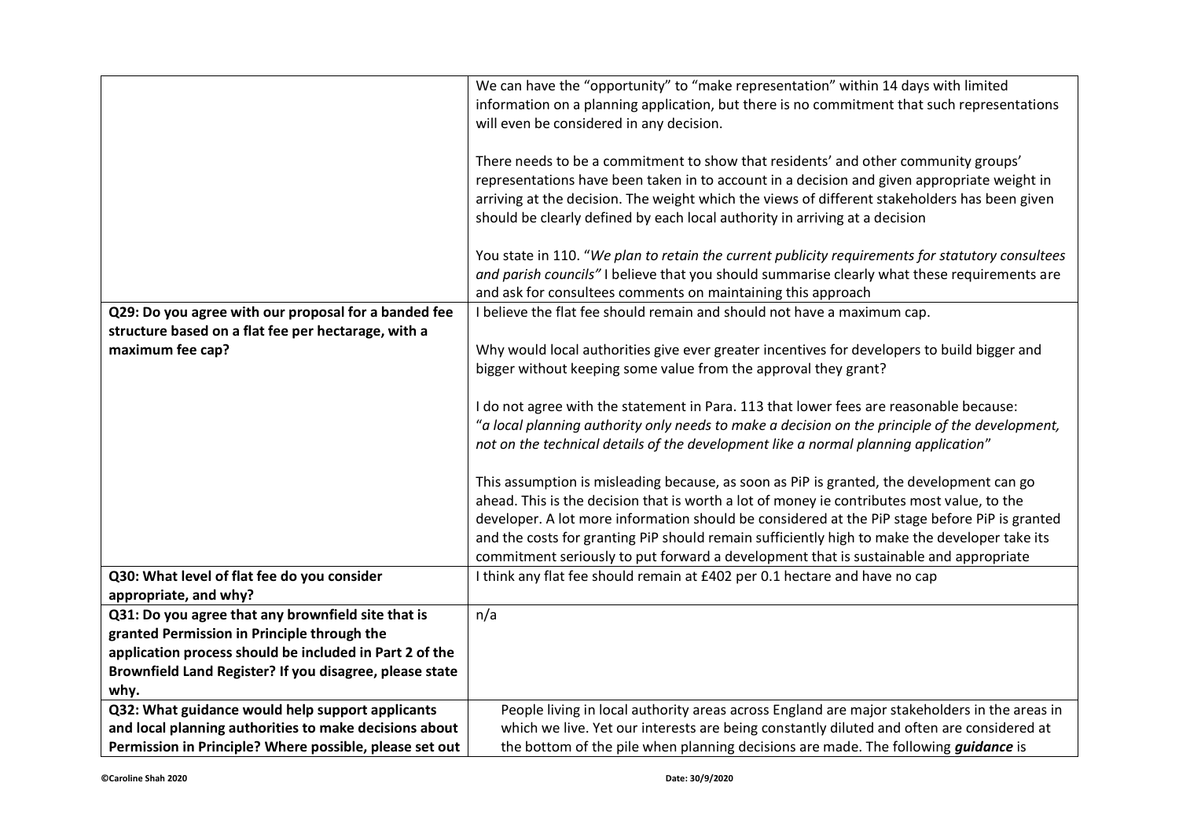| | |
|---|---|
| | We can have the "opportunity" to "make representation" within 14 days with limited information on a planning application, but there is no commitment that such representations will even be considered in any decision.<br><br>There needs to be a commitment to show that residents' and other community groups' representations have been taken in to account in a decision and given appropriate weight in arriving at the decision. The weight which the views of different stakeholders has been given should be clearly defined by each local authority in arriving at a decision<br><br>You state in 110. "*We plan to retain the current publicity requirements for statutory consultees and parish councils"* I believe that you should summarise clearly what these requirements are and ask for consultees comments on maintaining this approach |
| **Q29: Do you agree with our proposal for a banded fee structure based on a flat fee per hectarage, with a maximum fee cap?** | I believe the flat fee should remain and should not have a maximum cap.<br><br>Why would local authorities give ever greater incentives for developers to build bigger and bigger without keeping some value from the approval they grant?<br><br>I do not agree with the statement in Para. 113 that lower fees are reasonable because:<br>"*a local planning authority only needs to make a decision on the principle of the development, not on the technical details of the development like a normal planning application*"<br><br>This assumption is misleading because, as soon as PiP is granted, the development can go ahead. This is the decision that is worth a lot of money ie contributes most value, to the developer. A lot more information should be considered at the PiP stage before PiP is granted and the costs for granting PiP should remain sufficiently high to make the developer take its commitment seriously to put forward a development that is sustainable and appropriate |
| **Q30: What level of flat fee do you consider appropriate, and why?** | I think any flat fee should remain at £402 per 0.1 hectare and have no cap |
| **Q31: Do you agree that any brownfield site that is granted Permission in Principle through the application process should be included in Part 2 of the Brownfield Land Register? If you disagree, please state why.** | n/a |
| **Q32: What guidance would help support applicants and local planning authorities to make decisions about Permission in Principle? Where possible, please set out** | People living in local authority areas across England are major stakeholders in the areas in which we live. Yet our interests are being constantly diluted and often are considered at the bottom of the pile when planning decisions are made. The following ***guidance*** is |

**©Caroline Shah 2020** **Date: 30/9/2020**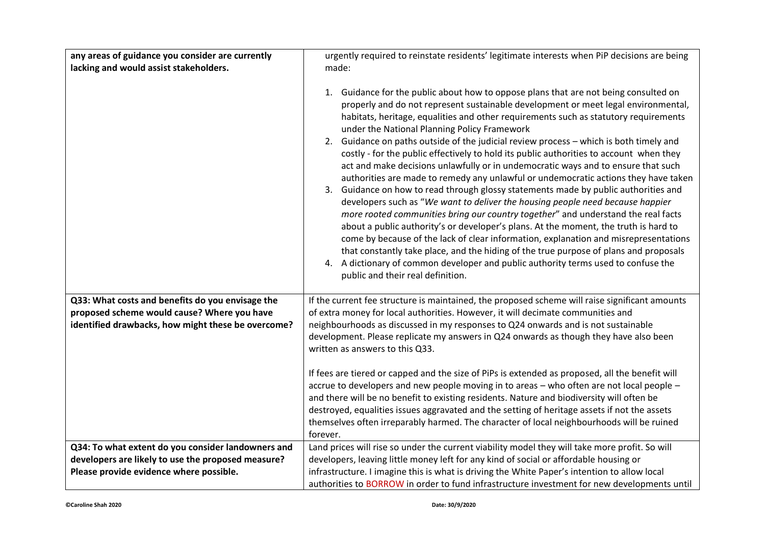| | |
|---|---|
| **any areas of guidance you consider are currently lacking and would assist stakeholders.** | urgently required to reinstate residents' legitimate interests when PiP decisions are being made:<br><br>1. Guidance for the public about how to oppose plans that are not being consulted on properly and do not represent sustainable development or meet legal environmental, habitats, heritage, equalities and other requirements such as statutory requirements under the National Planning Policy Framework<br>2. Guidance on paths outside of the judicial review process – which is both timely and costly - for the public effectively to hold its public authorities to account when they act and make decisions unlawfully or in undemocratic ways and to ensure that such authorities are made to remedy any unlawful or undemocratic actions they have taken<br>3. Guidance on how to read through glossy statements made by public authorities and developers such as "*We want to deliver the housing people need because happier more rooted communities bring our country together*" and understand the real facts about a public authority's or developer's plans. At the moment, the truth is hard to come by because of the lack of clear information, explanation and misrepresentations that constantly take place, and the hiding of the true purpose of plans and proposals<br>4. A dictionary of common developer and public authority terms used to confuse the public and their real definition. |
| **Q33: What costs and benefits do you envisage the proposed scheme would cause? Where you have identified drawbacks, how might these be overcome?** | If the current fee structure is maintained, the proposed scheme will raise significant amounts of extra money for local authorities. However, it will decimate communities and neighbourhoods as discussed in my responses to Q24 onwards and is not sustainable development. Please replicate my answers in Q24 onwards as though they have also been written as answers to this Q33.<br><br>If fees are tiered or capped and the size of PiPs is extended as proposed, all the benefit will accrue to developers and new people moving in to areas – who often are not local people – and there will be no benefit to existing residents. Nature and biodiversity will often be destroyed, equalities issues aggravated and the setting of heritage assets if not the assets themselves often irreparably harmed. The character of local neighbourhoods will be ruined forever. |
| **Q34: To what extent do you consider landowners and developers are likely to use the proposed measure? Please provide evidence where possible.** | Land prices will rise so under the current viability model they will take more profit. So will developers, leaving little money left for any kind of social or affordable housing or infrastructure. I imagine this is what is driving the White Paper's intention to allow local authorities to BORROW in order to fund infrastructure investment for new developments until |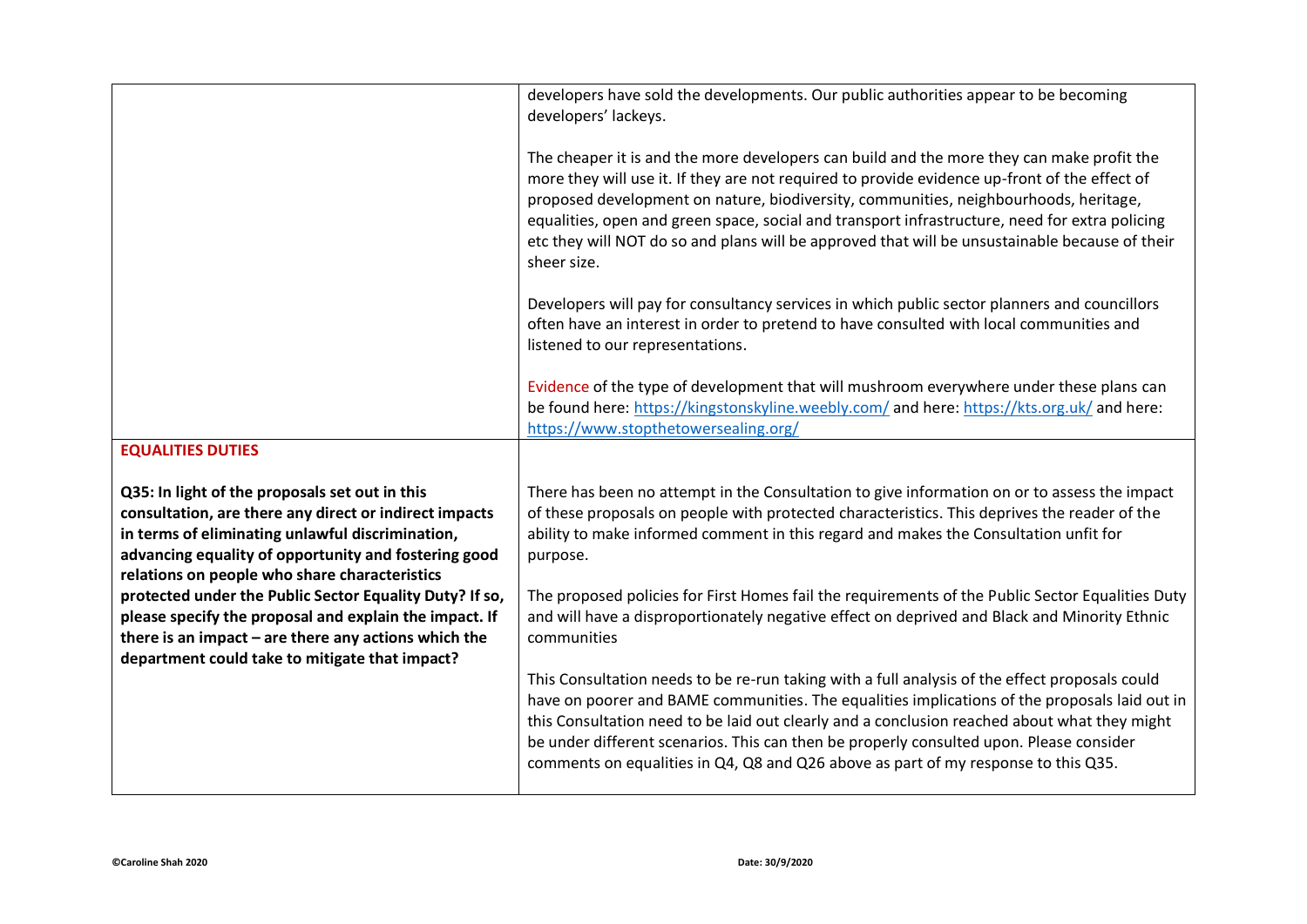| | |
|---|---|
| | developers have sold the developments. Our public authorities appear to be becoming developers' lackeys.<br><br>The cheaper it is and the more developers can build and the more they can make profit the more they will use it. If they are not required to provide evidence up-front of the effect of proposed development on nature, biodiversity, communities, neighbourhoods, heritage, equalities, open and green space, social and transport infrastructure, need for extra policing etc they will NOT do so and plans will be approved that will be unsustainable because of their sheer size.<br><br>Developers will pay for consultancy services in which public sector planners and councillors often have an interest in order to pretend to have consulted with local communities and listened to our representations.<br><br>Evidence of the type of development that will mushroom everywhere under these plans can be found here: https://kingstonskyline.weebly.com/ and here: https://kts.org.uk/ and here: https://www.stopthetowersealing.org/ |
| **EQUALITIES DUTIES**<br><br>**Q35: In light of the proposals set out in this consultation, are there any direct or indirect impacts in terms of eliminating unlawful discrimination, advancing equality of opportunity and fostering good relations on people who share characteristics protected under the Public Sector Equality Duty? If so, please specify the proposal and explain the impact. If there is an impact – are there any actions which the department could take to mitigate that impact?** | There has been no attempt in the Consultation to give information on or to assess the impact of these proposals on people with protected characteristics. This deprives the reader of the ability to make informed comment in this regard and makes the Consultation unfit for purpose.<br><br>The proposed policies for First Homes fail the requirements of the Public Sector Equalities Duty and will have a disproportionately negative effect on deprived and Black and Minority Ethnic communities<br><br>This Consultation needs to be re-run taking with a full analysis of the effect proposals could have on poorer and BAME communities. The equalities implications of the proposals laid out in this Consultation need to be laid out clearly and a conclusion reached about what they might be under different scenarios. This can then be properly consulted upon. Please consider comments on equalities in Q4, Q8 and Q26 above as part of my response to this Q35. |

©Caroline Shah 2020 Date: 30/9/2020